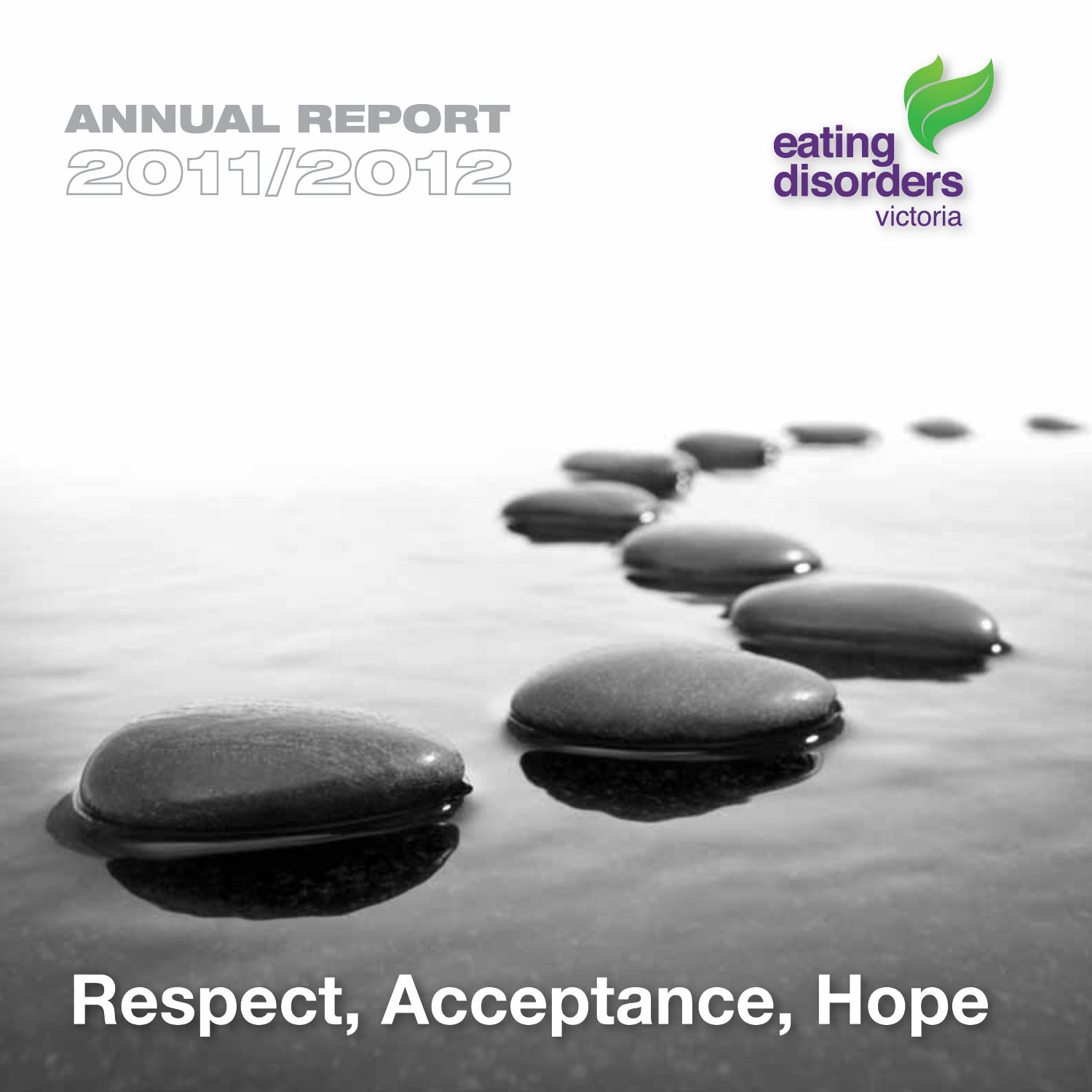# ANNUAL REPORT 2011/2012

eating disorders victoria

## Respect, Acceptance, Hope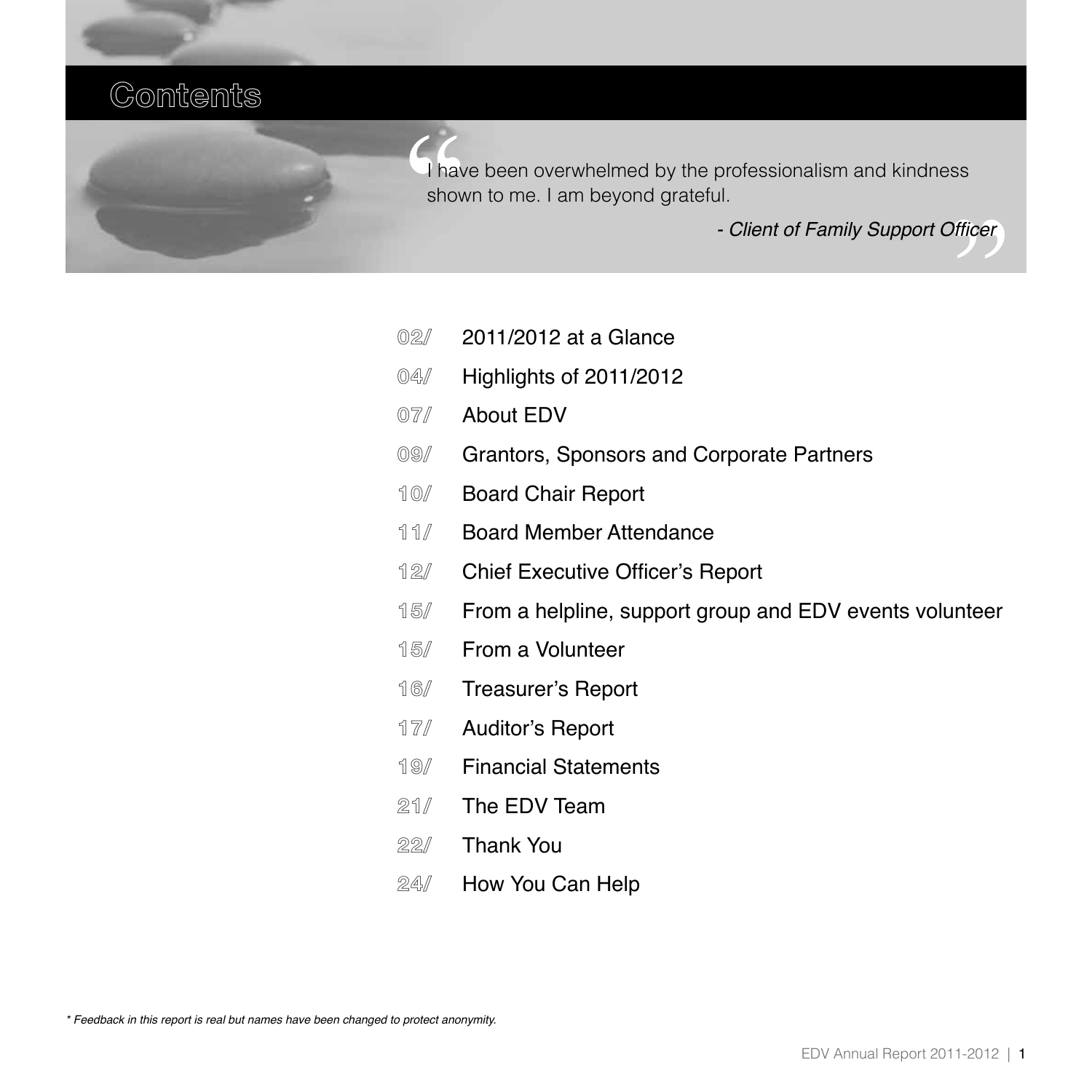# Contents

> "I have been overwhelmed by the professionalism and kindness shown to me. I am beyond grateful.
>
> *- Client of Family Support Officer*"

- 02/ 2011/2012 at a Glance
- 04/ Highlights of 2011/2012
- 07/ About EDV
- 09/ Grantors, Sponsors and Corporate Partners
- 10/ Board Chair Report
- 11/ Board Member Attendance
- 12/ Chief Executive Officer's Report
- 15/ From a helpline, support group and EDV events volunteer
- 15/ From a Volunteer
- 16/ Treasurer's Report
- 17/ Auditor's Report
- 19/ Financial Statements
- 21/ The EDV Team
- 22/ Thank You
- 24/ How You Can Help

*\* Feedback in this report is real but names have been changed to protect anonymity.*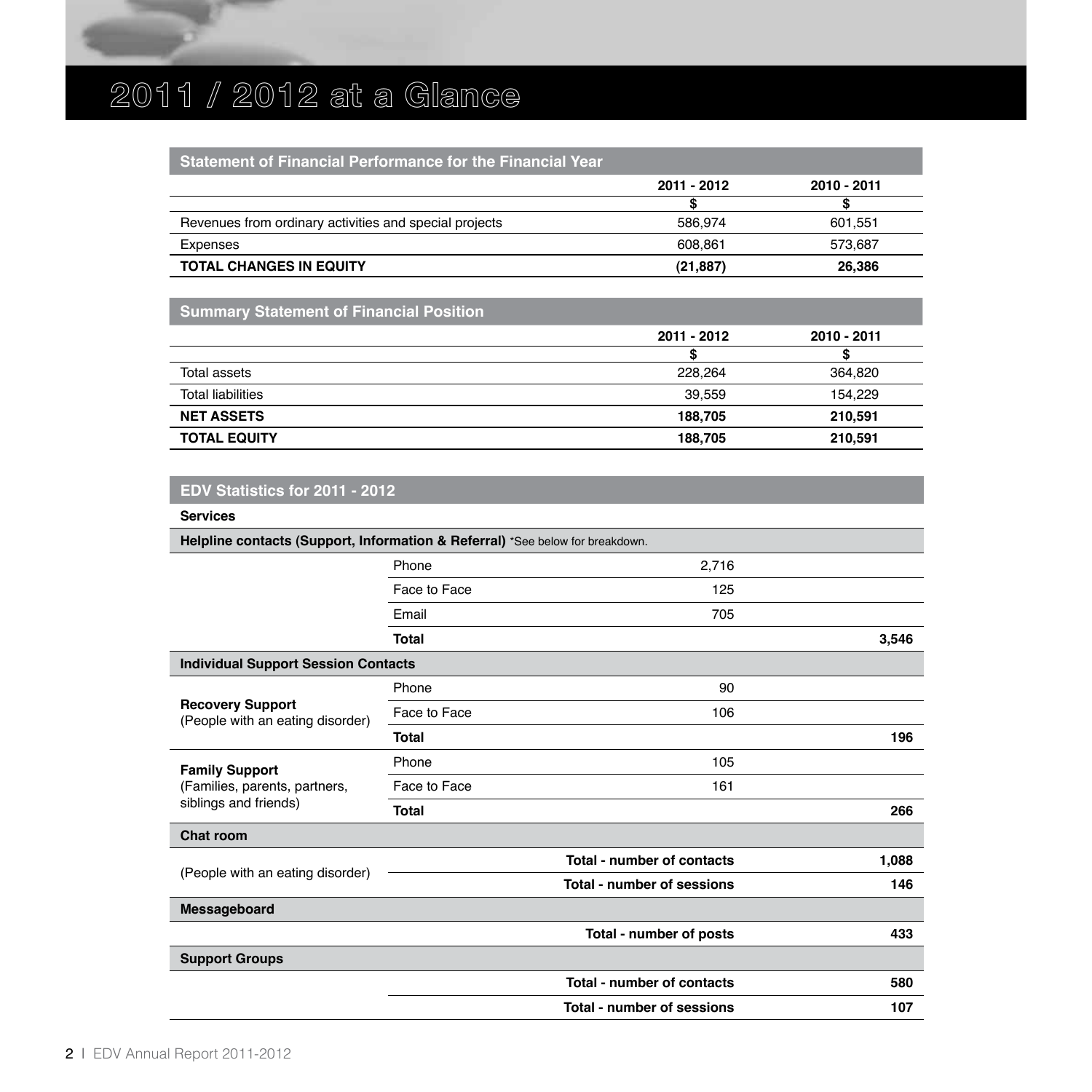# 2011 / 2012 at a Glance

## Statement of Financial Performance for the Financial Year

| | 2011 - 2012 | 2010 - 2011 |
|---|---|---|
| | $ | $ |
| Revenues from ordinary activities and special projects | 586,974 | 601,551 |
| Expenses | 608,861 | 573,687 |
| **TOTAL CHANGES IN EQUITY** | **(21,887)** | **26,386** |

## Summary Statement of Financial Position

| | 2011 - 2012 | 2010 - 2011 |
|---|---|---|
| | $ | $ |
| Total assets | 228,264 | 364,820 |
| Total liabilities | 39,559 | 154,229 |
| **NET ASSETS** | **188,705** | **210,591** |
| **TOTAL EQUITY** | **188,705** | **210,591** |

## EDV Statistics for 2011 - 2012

**Services**

| | | | |
|---|---|---|---|
| **Helpline contacts (Support, Information & Referral)** *See below for breakdown. | | | |
| | Phone | 2,716 | |
| | Face to Face | 125 | |
| | Email | 705 | |
| | **Total** | | **3,546** |
| **Individual Support Session Contacts** | | | |
| **Recovery Support** (People with an eating disorder) | Phone | 90 | |
| | Face to Face | 106 | |
| | **Total** | | **196** |
| **Family Support** (Families, parents, partners, siblings and friends) | Phone | 105 | |
| | Face to Face | 161 | |
| | **Total** | | **266** |
| **Chat room** | | | |
| (People with an eating disorder) | | **Total - number of contacts** | **1,088** |
| | | **Total - number of sessions** | **146** |
| **Messageboard** | | | |
| | | **Total - number of posts** | **433** |
| **Support Groups** | | | |
| | | **Total - number of contacts** | **580** |
| | | **Total - number of sessions** | **107** |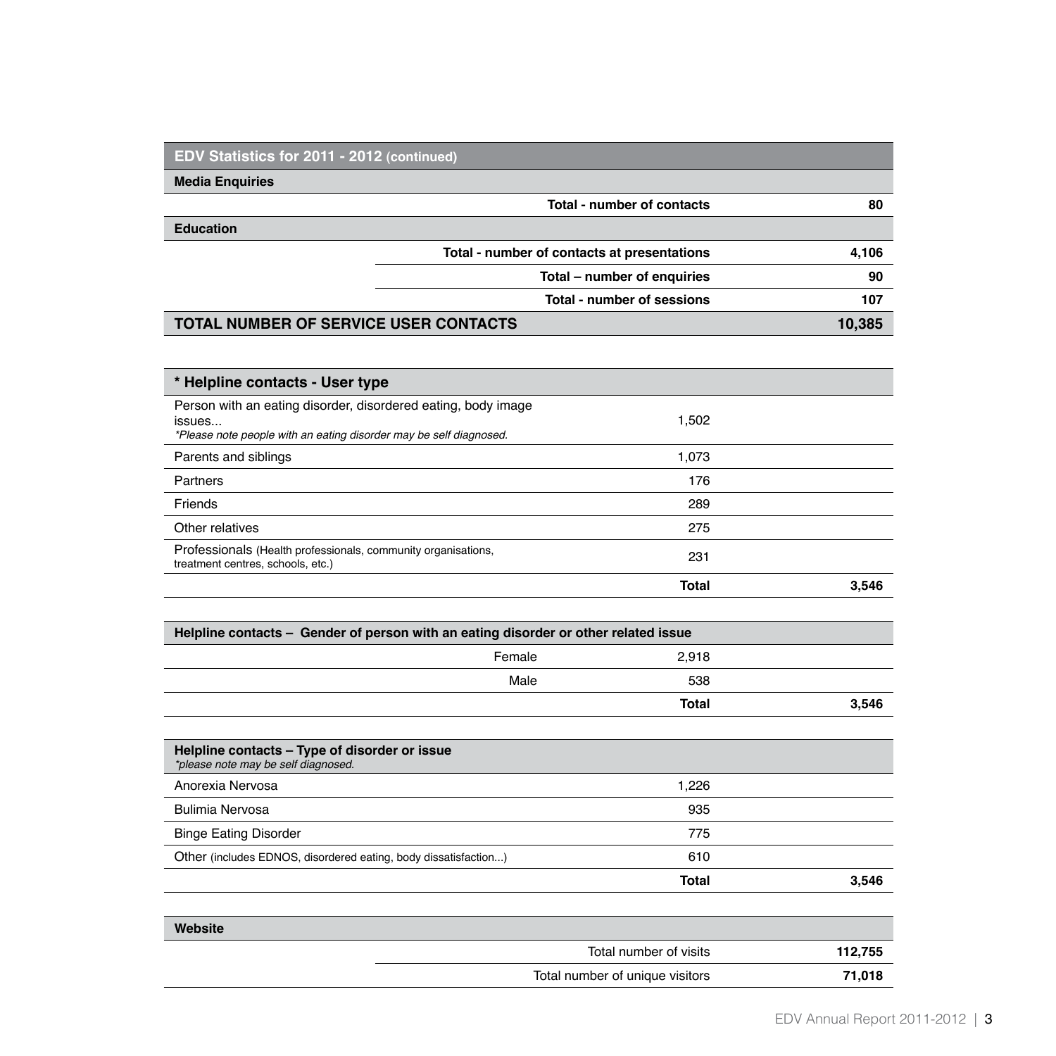| EDV Statistics for 2011 - 2012 (continued) | | |
|---|---|---|
| **Media Enquiries** | | |
| | **Total - number of contacts** | **80** |
| **Education** | | |
| | **Total - number of contacts at presentations** | **4,106** |
| | **Total – number of enquiries** | **90** |
| | **Total - number of sessions** | **107** |
| **TOTAL NUMBER OF SERVICE USER CONTACTS** | | **10,385** |

| * Helpline contacts - User type | | |
|---|---|---|
| Person with an eating disorder, disordered eating, body image issues... *\*Please note people with an eating disorder may be self diagnosed.* | 1,502 | |
| Parents and siblings | 1,073 | |
| Partners | 176 | |
| Friends | 289 | |
| Other relatives | 275 | |
| Professionals (Health professionals, community organisations, treatment centres, schools, etc.) | 231 | |
| | **Total** | **3,546** |

| Helpline contacts – Gender of person with an eating disorder or other related issue | | |
|---|---|---|
| Female | 2,918 | |
| Male | 538 | |
| | **Total** | **3,546** |

| Helpline contacts – Type of disorder or issue *\*please note may be self diagnosed.* | | |
|---|---|---|
| Anorexia Nervosa | 1,226 | |
| Bulimia Nervosa | 935 | |
| Binge Eating Disorder | 775 | |
| Other (includes EDNOS, disordered eating, body dissatisfaction...) | 610 | |
| | **Total** | **3,546** |

| Website | | |
|---|---|---|
| | Total number of visits | **112,755** |
| | Total number of unique visitors | **71,018** |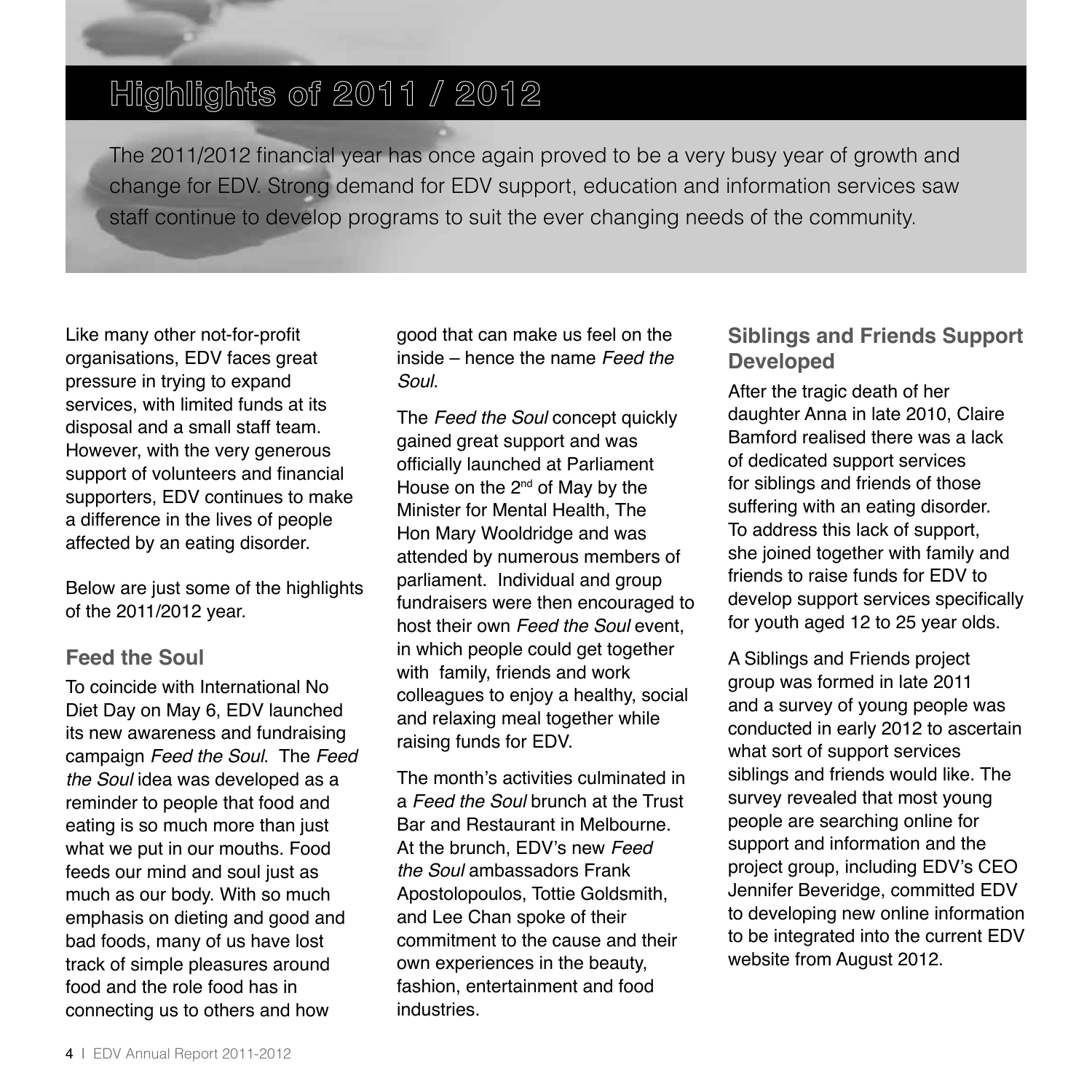# Highlights of 2011 / 2012

The 2011/2012 financial year has once again proved to be a very busy year of growth and change for EDV. Strong demand for EDV support, education and information services saw staff continue to develop programs to suit the ever changing needs of the community.

Like many other not-for-profit organisations, EDV faces great pressure in trying to expand services, with limited funds at its disposal and a small staff team. However, with the very generous support of volunteers and financial supporters, EDV continues to make a difference in the lives of people affected by an eating disorder.

Below are just some of the highlights of the 2011/2012 year.

## Feed the Soul

To coincide with International No Diet Day on May 6, EDV launched its new awareness and fundraising campaign *Feed the Soul*. The *Feed the Soul* idea was developed as a reminder to people that food and eating is so much more than just what we put in our mouths. Food feeds our mind and soul just as much as our body. With so much emphasis on dieting and good and bad foods, many of us have lost track of simple pleasures around food and the role food has in connecting us to others and how good that can make us feel on the inside – hence the name *Feed the Soul*.

The *Feed the Soul* concept quickly gained great support and was officially launched at Parliament House on the 2nd of May by the Minister for Mental Health, The Hon Mary Wooldridge and was attended by numerous members of parliament. Individual and group fundraisers were then encouraged to host their own *Feed the Soul* event, in which people could get together with family, friends and work colleagues to enjoy a healthy, social and relaxing meal together while raising funds for EDV.

The month's activities culminated in a *Feed the Soul* brunch at the Trust Bar and Restaurant in Melbourne. At the brunch, EDV's new *Feed the Soul* ambassadors Frank Apostolopoulos, Tottie Goldsmith, and Lee Chan spoke of their commitment to the cause and their own experiences in the beauty, fashion, entertainment and food industries.

## Siblings and Friends Support Developed

After the tragic death of her daughter Anna in late 2010, Claire Bamford realised there was a lack of dedicated support services for siblings and friends of those suffering with an eating disorder. To address this lack of support, she joined together with family and friends to raise funds for EDV to develop support services specifically for youth aged 12 to 25 year olds.

A Siblings and Friends project group was formed in late 2011 and a survey of young people was conducted in early 2012 to ascertain what sort of support services siblings and friends would like. The survey revealed that most young people are searching online for support and information and the project group, including EDV's CEO Jennifer Beveridge, committed EDV to developing new online information to be integrated into the current EDV website from August 2012.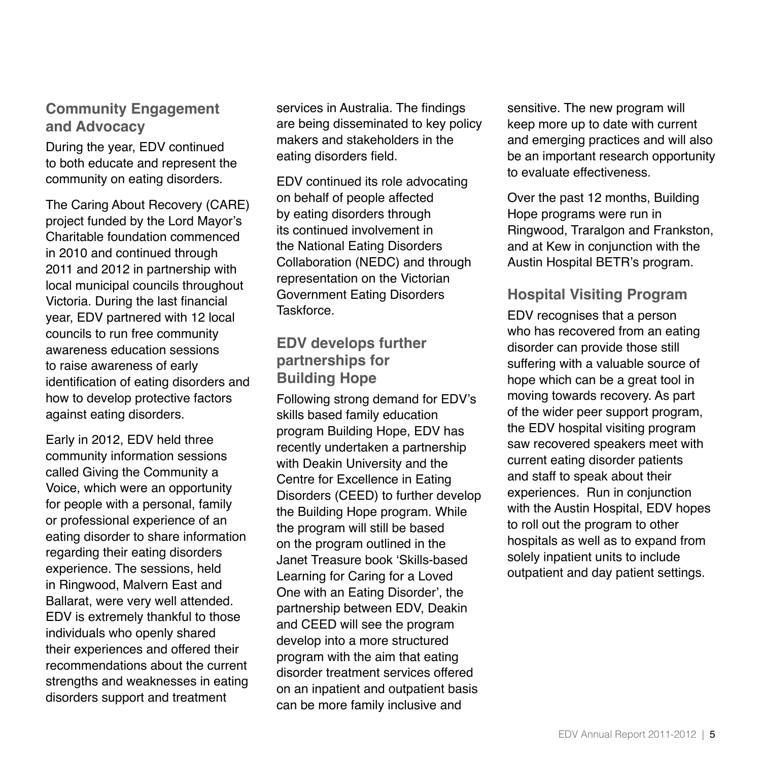## Community Engagement and Advocacy

During the year, EDV continued to both educate and represent the community on eating disorders.

The Caring About Recovery (CARE) project funded by the Lord Mayor's Charitable foundation commenced in 2010 and continued through 2011 and 2012 in partnership with local municipal councils throughout Victoria. During the last financial year, EDV partnered with 12 local councils to run free community awareness education sessions to raise awareness of early identification of eating disorders and how to develop protective factors against eating disorders.

Early in 2012, EDV held three community information sessions called Giving the Community a Voice, which were an opportunity for people with a personal, family or professional experience of an eating disorder to share information regarding their eating disorders experience. The sessions, held in Ringwood, Malvern East and Ballarat, were very well attended. EDV is extremely thankful to those individuals who openly shared their experiences and offered their recommendations about the current strengths and weaknesses in eating disorders support and treatment services in Australia. The findings are being disseminated to key policy makers and stakeholders in the eating disorders field.

EDV continued its role advocating on behalf of people affected by eating disorders through its continued involvement in the National Eating Disorders Collaboration (NEDC) and through representation on the Victorian Government Eating Disorders Taskforce.

## EDV develops further partnerships for Building Hope

Following strong demand for EDV's skills based family education program Building Hope, EDV has recently undertaken a partnership with Deakin University and the Centre for Excellence in Eating Disorders (CEED) to further develop the Building Hope program. While the program will still be based on the program outlined in the Janet Treasure book 'Skills-based Learning for Caring for a Loved One with an Eating Disorder', the partnership between EDV, Deakin and CEED will see the program develop into a more structured program with the aim that eating disorder treatment services offered on an inpatient and outpatient basis can be more family inclusive and sensitive. The new program will keep more up to date with current and emerging practices and will also be an important research opportunity to evaluate effectiveness.

Over the past 12 months, Building Hope programs were run in Ringwood, Traralgon and Frankston, and at Kew in conjunction with the Austin Hospital BETR's program.

## Hospital Visiting Program

EDV recognises that a person who has recovered from an eating disorder can provide those still suffering with a valuable source of hope which can be a great tool in moving towards recovery. As part of the wider peer support program, the EDV hospital visiting program saw recovered speakers meet with current eating disorder patients and staff to speak about their experiences. Run in conjunction with the Austin Hospital, EDV hopes to roll out the program to other hospitals as well as to expand from solely inpatient units to include outpatient and day patient settings.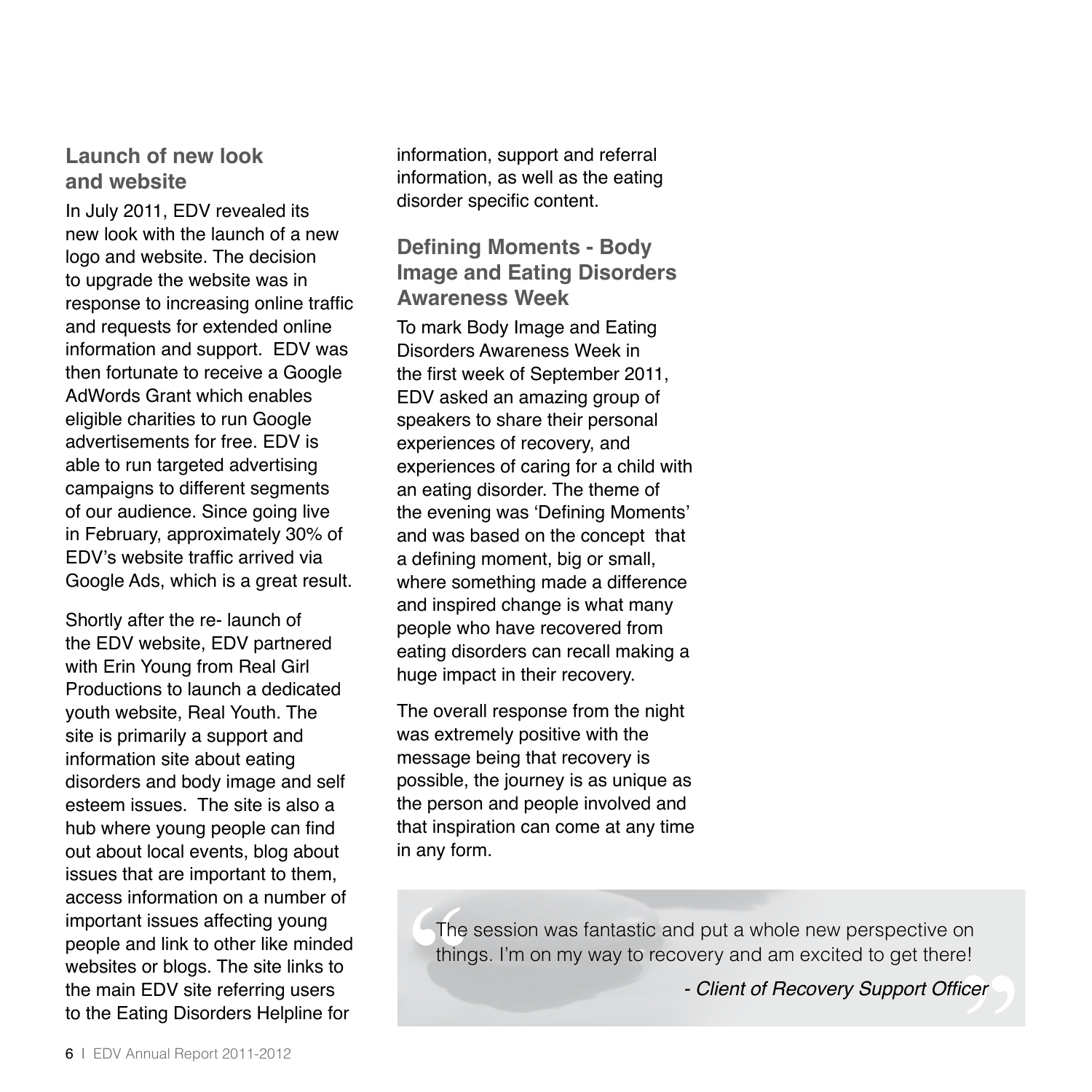## Launch of new look and website

In July 2011, EDV revealed its new look with the launch of a new logo and website. The decision to upgrade the website was in response to increasing online traffic and requests for extended online information and support. EDV was then fortunate to receive a Google AdWords Grant which enables eligible charities to run Google advertisements for free. EDV is able to run targeted advertising campaigns to different segments of our audience. Since going live in February, approximately 30% of EDV's website traffic arrived via Google Ads, which is a great result.

Shortly after the re- launch of the EDV website, EDV partnered with Erin Young from Real Girl Productions to launch a dedicated youth website, Real Youth. The site is primarily a support and information site about eating disorders and body image and self esteem issues. The site is also a hub where young people can find out about local events, blog about issues that are important to them, access information on a number of important issues affecting young people and link to other like minded websites or blogs. The site links to the main EDV site referring users to the Eating Disorders Helpline for information, support and referral information, as well as the eating disorder specific content.

## Defining Moments - Body Image and Eating Disorders Awareness Week

To mark Body Image and Eating Disorders Awareness Week in the first week of September 2011, EDV asked an amazing group of speakers to share their personal experiences of recovery, and experiences of caring for a child with an eating disorder. The theme of the evening was 'Defining Moments' and was based on the concept that a defining moment, big or small, where something made a difference and inspired change is what many people who have recovered from eating disorders can recall making a huge impact in their recovery.

The overall response from the night was extremely positive with the message being that recovery is possible, the journey is as unique as the person and people involved and that inspiration can come at any time in any form.

> The session was fantastic and put a whole new perspective on things. I'm on my way to recovery and am excited to get there!
>
> *- Client of Recovery Support Officer*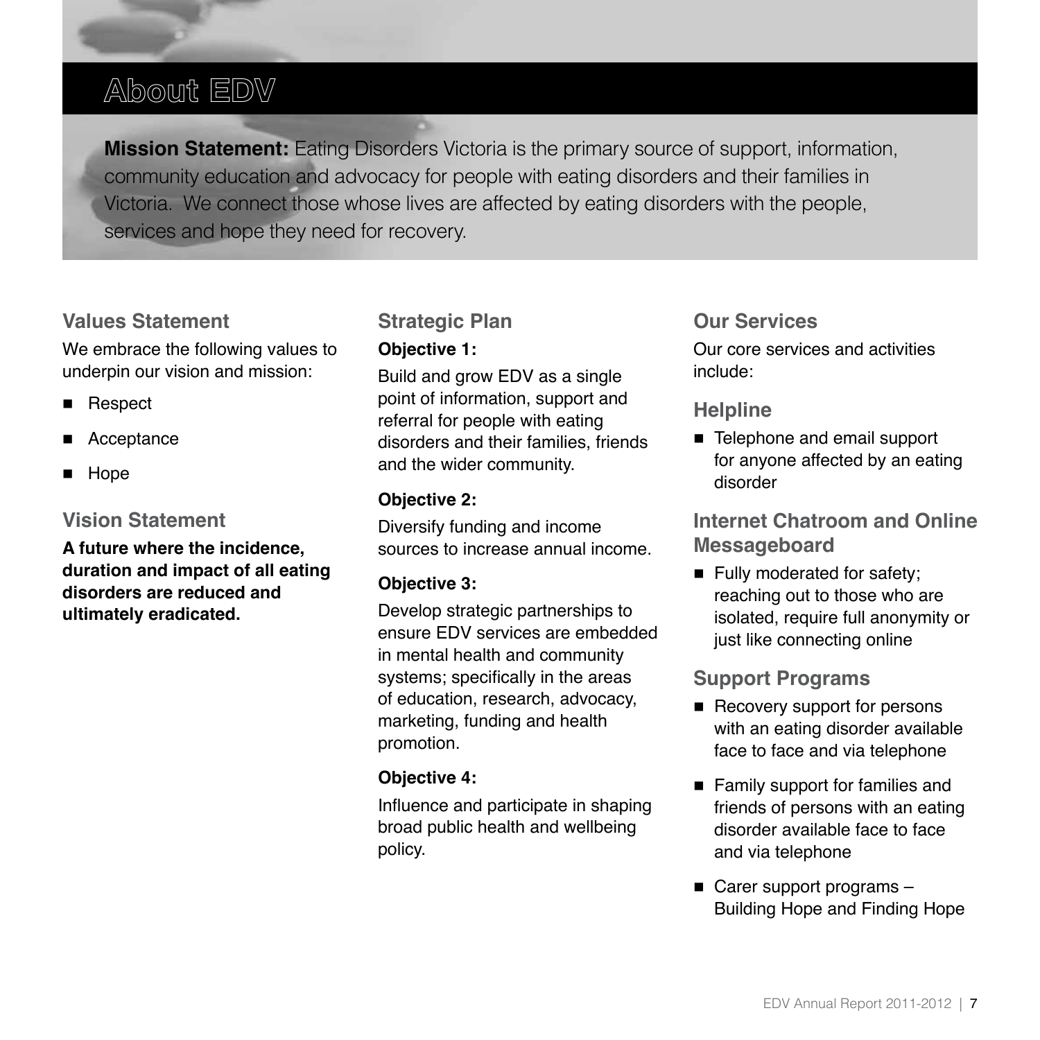# About EDV

**Mission Statement:** Eating Disorders Victoria is the primary source of support, information, community education and advocacy for people with eating disorders and their families in Victoria. We connect those whose lives are affected by eating disorders with the people, services and hope they need for recovery.

## Values Statement

We embrace the following values to underpin our vision and mission:

- Respect
- Acceptance
- Hope

## Vision Statement

**A future where the incidence, duration and impact of all eating disorders are reduced and ultimately eradicated.**

## Strategic Plan

**Objective 1:**

Build and grow EDV as a single point of information, support and referral for people with eating disorders and their families, friends and the wider community.

**Objective 2:**

Diversify funding and income sources to increase annual income.

**Objective 3:**

Develop strategic partnerships to ensure EDV services are embedded in mental health and community systems; specifically in the areas of education, research, advocacy, marketing, funding and health promotion.

**Objective 4:**

Influence and participate in shaping broad public health and wellbeing policy.

## Our Services

Our core services and activities include:

### Helpline

- Telephone and email support for anyone affected by an eating disorder

### Internet Chatroom and Online Messageboard

- Fully moderated for safety; reaching out to those who are isolated, require full anonymity or just like connecting online

### Support Programs

- Recovery support for persons with an eating disorder available face to face and via telephone
- Family support for families and friends of persons with an eating disorder available face to face and via telephone
- Carer support programs – Building Hope and Finding Hope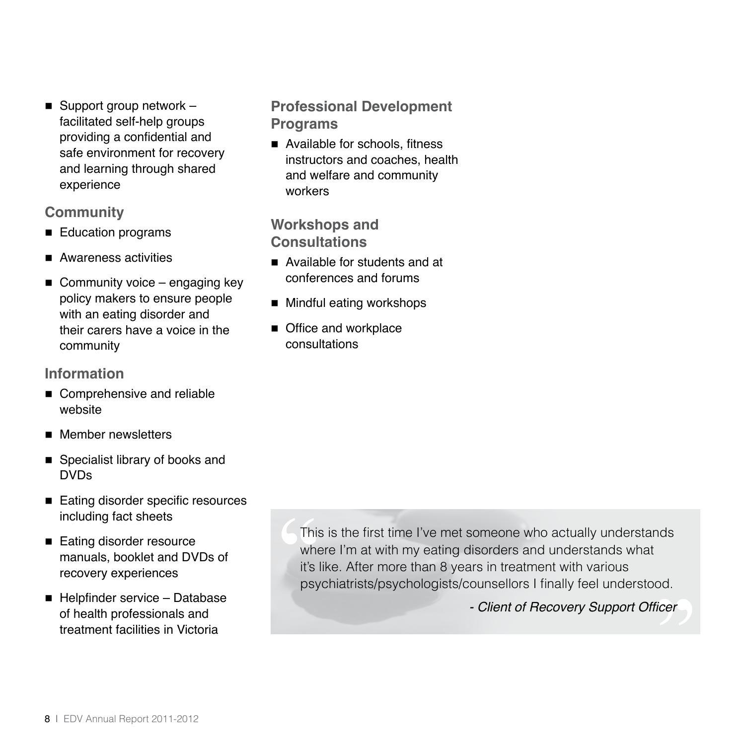- Support group network – facilitated self-help groups providing a confidential and safe environment for recovery and learning through shared experience

### Community

- Education programs
- Awareness activities
- Community voice – engaging key policy makers to ensure people with an eating disorder and their carers have a voice in the community

### Information

- Comprehensive and reliable website
- Member newsletters
- Specialist library of books and DVDs
- Eating disorder specific resources including fact sheets
- Eating disorder resource manuals, booklet and DVDs of recovery experiences
- Helpfinder service – Database of health professionals and treatment facilities in Victoria

### Professional Development Programs

- Available for schools, fitness instructors and coaches, health and welfare and community workers

### Workshops and Consultations

- Available for students and at conferences and forums
- Mindful eating workshops
- Office and workplace consultations

> This is the first time I've met someone who actually understands where I'm at with my eating disorders and understands what it's like. After more than 8 years in treatment with various psychiatrists/psychologists/counsellors I finally feel understood.
>
> *- Client of Recovery Support Officer*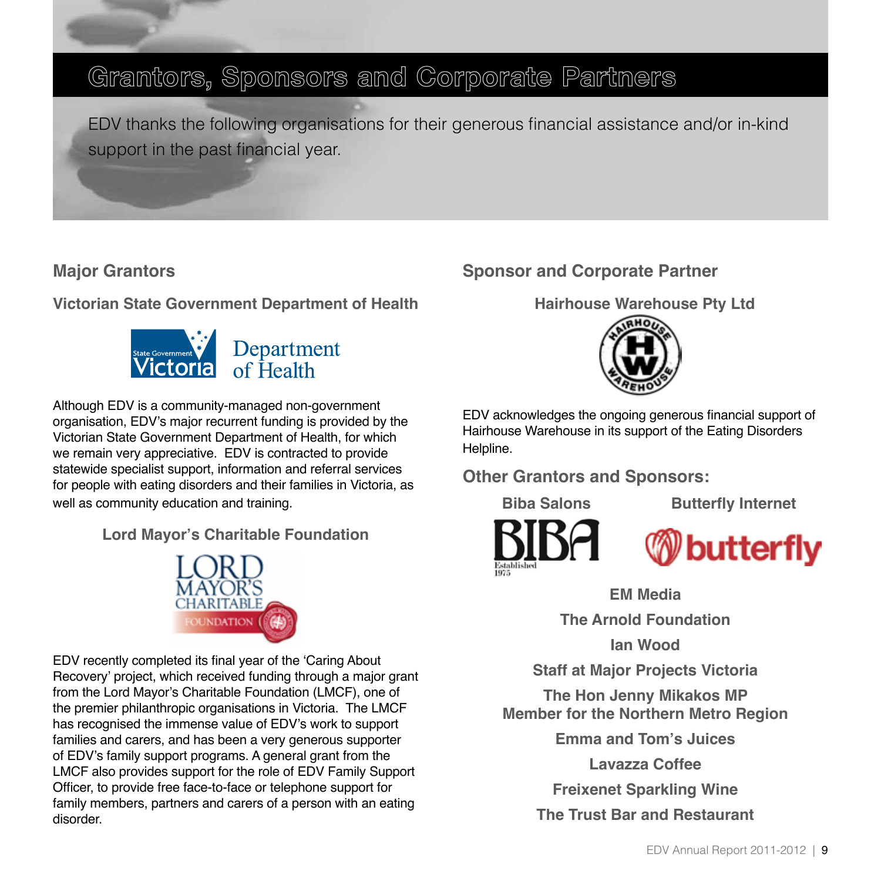# Grantors, Sponsors and Corporate Partners

EDV thanks the following organisations for their generous financial assistance and/or in-kind support in the past financial year.

## Major Grantors

### Victorian State Government Department of Health

Although EDV is a community-managed non-government organisation, EDV's major recurrent funding is provided by the Victorian State Government Department of Health, for which we remain very appreciative. EDV is contracted to provide statewide specialist support, information and referral services for people with eating disorders and their families in Victoria, as well as community education and training.

### Lord Mayor's Charitable Foundation

EDV recently completed its final year of the 'Caring About Recovery' project, which received funding through a major grant from the Lord Mayor's Charitable Foundation (LMCF), one of the premier philanthropic organisations in Victoria. The LMCF has recognised the immense value of EDV's work to support families and carers, and has been a very generous supporter of EDV's family support programs. A general grant from the LMCF also provides support for the role of EDV Family Support Officer, to provide free face-to-face or telephone support for family members, partners and carers of a person with an eating disorder.

## Sponsor and Corporate Partner

### Hairhouse Warehouse Pty Ltd

EDV acknowledges the ongoing generous financial support of Hairhouse Warehouse in its support of the Eating Disorders Helpline.

## Other Grantors and Sponsors:

**Biba Salons**

**Butterfly Internet**

**EM Media**

**The Arnold Foundation**

**Ian Wood**

**Staff at Major Projects Victoria**

**The Hon Jenny Mikakos MP**
**Member for the Northern Metro Region**

**Emma and Tom's Juices**

**Lavazza Coffee**

**Freixenet Sparkling Wine**

**The Trust Bar and Restaurant**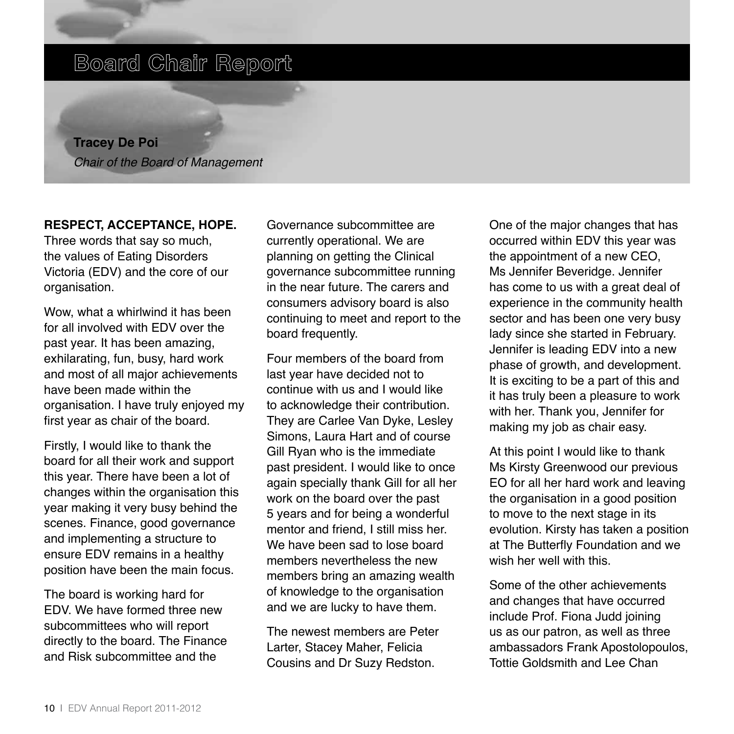# Board Chair Report

**Tracey De Poi**

*Chair of the Board of Management*

**RESPECT, ACCEPTANCE, HOPE.** Three words that say so much, the values of Eating Disorders Victoria (EDV) and the core of our organisation.

Wow, what a whirlwind it has been for all involved with EDV over the past year. It has been amazing, exhilarating, fun, busy, hard work and most of all major achievements have been made within the organisation. I have truly enjoyed my first year as chair of the board.

Firstly, I would like to thank the board for all their work and support this year. There have been a lot of changes within the organisation this year making it very busy behind the scenes. Finance, good governance and implementing a structure to ensure EDV remains in a healthy position have been the main focus.

The board is working hard for EDV. We have formed three new subcommittees who will report directly to the board. The Finance and Risk subcommittee and the Governance subcommittee are currently operational. We are planning on getting the Clinical governance subcommittee running in the near future. The carers and consumers advisory board is also continuing to meet and report to the board frequently.

Four members of the board from last year have decided not to continue with us and I would like to acknowledge their contribution. They are Carlee Van Dyke, Lesley Simons, Laura Hart and of course Gill Ryan who is the immediate past president. I would like to once again specially thank Gill for all her work on the board over the past 5 years and for being a wonderful mentor and friend, I still miss her. We have been sad to lose board members nevertheless the new members bring an amazing wealth of knowledge to the organisation and we are lucky to have them.

The newest members are Peter Larter, Stacey Maher, Felicia Cousins and Dr Suzy Redston.

One of the major changes that has occurred within EDV this year was the appointment of a new CEO, Ms Jennifer Beveridge. Jennifer has come to us with a great deal of experience in the community health sector and has been one very busy lady since she started in February. Jennifer is leading EDV into a new phase of growth, and development. It is exciting to be a part of this and it has truly been a pleasure to work with her. Thank you, Jennifer for making my job as chair easy.

At this point I would like to thank Ms Kirsty Greenwood our previous EO for all her hard work and leaving the organisation in a good position to move to the next stage in its evolution. Kirsty has taken a position at The Butterfly Foundation and we wish her well with this.

Some of the other achievements and changes that have occurred include Prof. Fiona Judd joining us as our patron, as well as three ambassadors Frank Apostolopoulos, Tottie Goldsmith and Lee Chan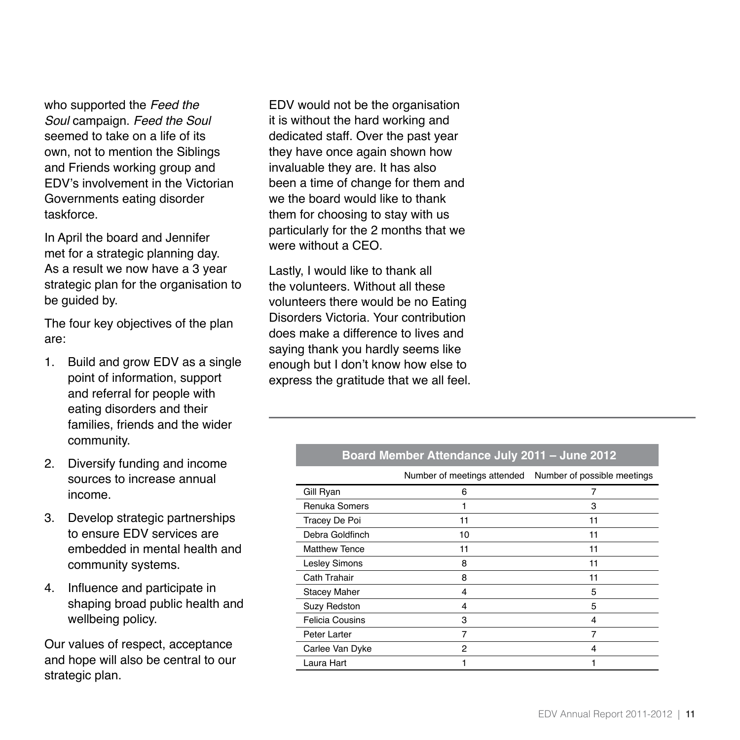who supported the *Feed the Soul* campaign. *Feed the Soul* seemed to take on a life of its own, not to mention the Siblings and Friends working group and EDV's involvement in the Victorian Governments eating disorder taskforce.

In April the board and Jennifer met for a strategic planning day. As a result we now have a 3 year strategic plan for the organisation to be guided by.

The four key objectives of the plan are:

1. Build and grow EDV as a single point of information, support and referral for people with eating disorders and their families, friends and the wider community.
2. Diversify funding and income sources to increase annual income.
3. Develop strategic partnerships to ensure EDV services are embedded in mental health and community systems.
4. Influence and participate in shaping broad public health and wellbeing policy.

Our values of respect, acceptance and hope will also be central to our strategic plan.

EDV would not be the organisation it is without the hard working and dedicated staff. Over the past year they have once again shown how invaluable they are. It has also been a time of change for them and we the board would like to thank them for choosing to stay with us particularly for the 2 months that we were without a CEO.

Lastly, I would like to thank all the volunteers. Without all these volunteers there would be no Eating Disorders Victoria. Your contribution does make a difference to lives and saying thank you hardly seems like enough but I don't know how else to express the gratitude that we all feel.

**Board Member Attendance July 2011 – June 2012**

| | Number of meetings attended | Number of possible meetings |
|---|---|---|
| Gill Ryan | 6 | 7 |
| Renuka Somers | 1 | 3 |
| Tracey De Poi | 11 | 11 |
| Debra Goldfinch | 10 | 11 |
| Matthew Tence | 11 | 11 |
| Lesley Simons | 8 | 11 |
| Cath Trahair | 8 | 11 |
| Stacey Maher | 4 | 5 |
| Suzy Redston | 4 | 5 |
| Felicia Cousins | 3 | 4 |
| Peter Larter | 7 | 7 |
| Carlee Van Dyke | 2 | 4 |
| Laura Hart | 1 | 1 |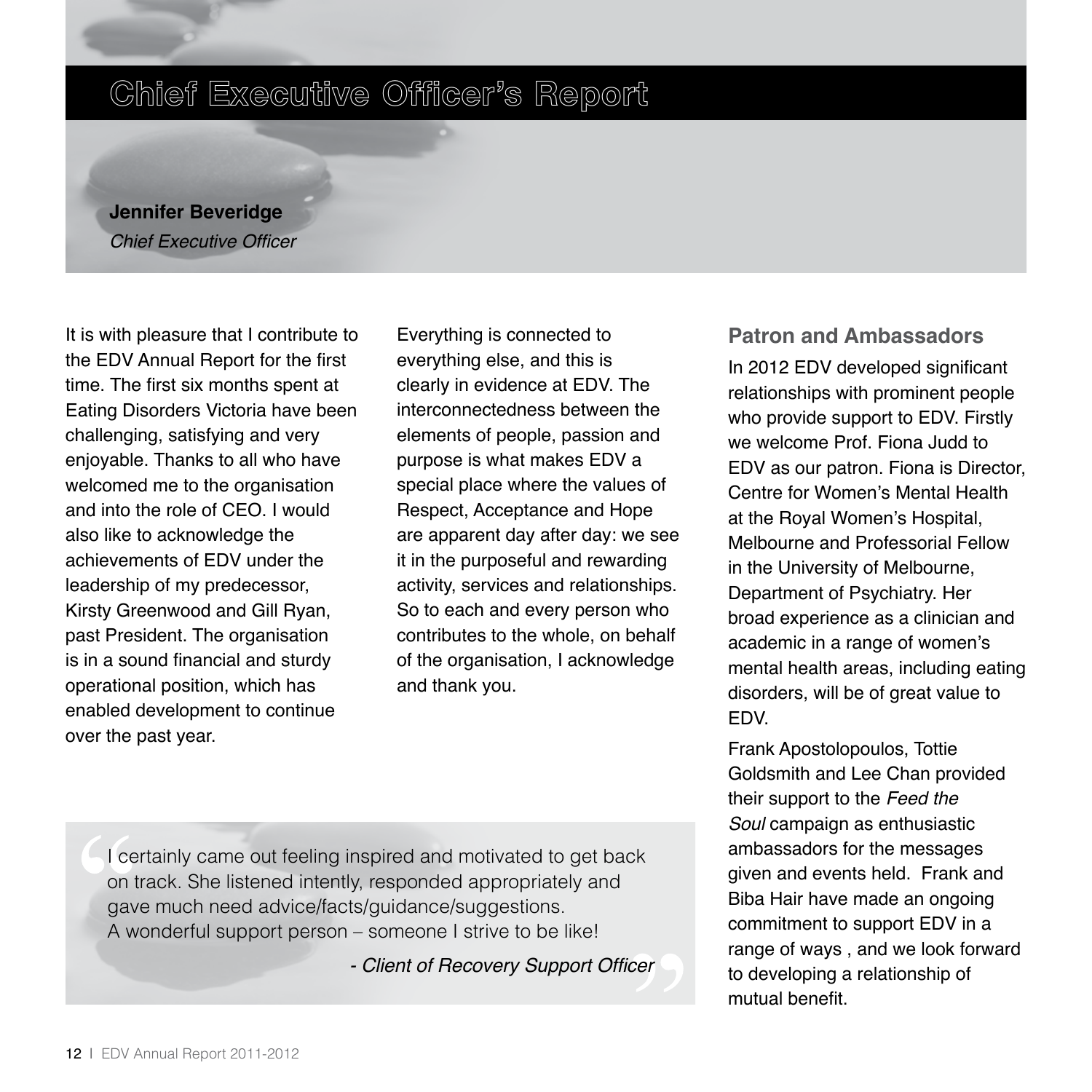# Chief Executive Officer's Report

**Jennifer Beveridge**
*Chief Executive Officer*

It is with pleasure that I contribute to the EDV Annual Report for the first time. The first six months spent at Eating Disorders Victoria have been challenging, satisfying and very enjoyable. Thanks to all who have welcomed me to the organisation and into the role of CEO. I would also like to acknowledge the achievements of EDV under the leadership of my predecessor, Kirsty Greenwood and Gill Ryan, past President. The organisation is in a sound financial and sturdy operational position, which has enabled development to continue over the past year.

Everything is connected to everything else, and this is clearly in evidence at EDV. The interconnectedness between the elements of people, passion and purpose is what makes EDV a special place where the values of Respect, Acceptance and Hope are apparent day after day: we see it in the purposeful and rewarding activity, services and relationships. So to each and every person who contributes to the whole, on behalf of the organisation, I acknowledge and thank you.

> I certainly came out feeling inspired and motivated to get back on track. She listened intently, responded appropriately and gave much need advice/facts/guidance/suggestions.
> A wonderful support person – someone I strive to be like!
>
> *- Client of Recovery Support Officer*

## Patron and Ambassadors

In 2012 EDV developed significant relationships with prominent people who provide support to EDV. Firstly we welcome Prof. Fiona Judd to EDV as our patron. Fiona is Director, Centre for Women's Mental Health at the Royal Women's Hospital, Melbourne and Professorial Fellow in the University of Melbourne, Department of Psychiatry. Her broad experience as a clinician and academic in a range of women's mental health areas, including eating disorders, will be of great value to EDV.

Frank Apostolopoulos, Tottie Goldsmith and Lee Chan provided their support to the *Feed the Soul* campaign as enthusiastic ambassadors for the messages given and events held. Frank and Biba Hair have made an ongoing commitment to support EDV in a range of ways , and we look forward to developing a relationship of mutual benefit.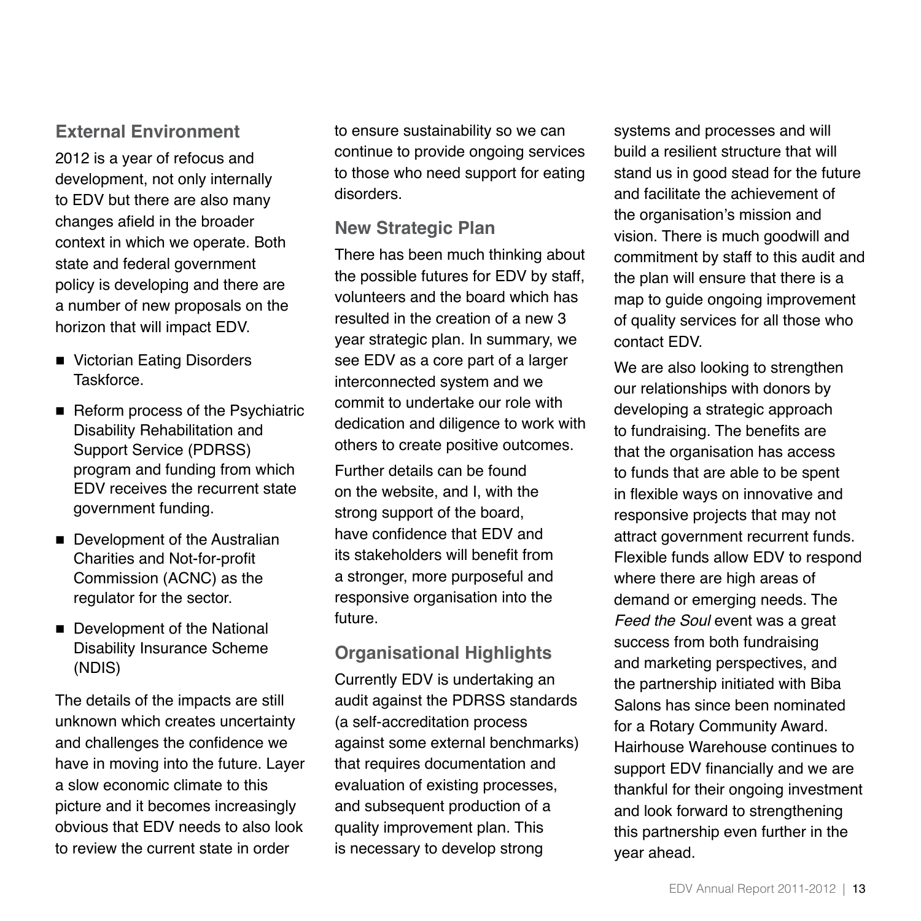## External Environment

2012 is a year of refocus and development, not only internally to EDV but there are also many changes afield in the broader context in which we operate. Both state and federal government policy is developing and there are a number of new proposals on the horizon that will impact EDV.

- Victorian Eating Disorders Taskforce.
- Reform process of the Psychiatric Disability Rehabilitation and Support Service (PDRSS) program and funding from which EDV receives the recurrent state government funding.
- Development of the Australian Charities and Not-for-profit Commission (ACNC) as the regulator for the sector.
- Development of the National Disability Insurance Scheme (NDIS)

The details of the impacts are still unknown which creates uncertainty and challenges the confidence we have in moving into the future. Layer a slow economic climate to this picture and it becomes increasingly obvious that EDV needs to also look to review the current state in order to ensure sustainability so we can continue to provide ongoing services to those who need support for eating disorders.

## New Strategic Plan

There has been much thinking about the possible futures for EDV by staff, volunteers and the board which has resulted in the creation of a new 3 year strategic plan. In summary, we see EDV as a core part of a larger interconnected system and we commit to undertake our role with dedication and diligence to work with others to create positive outcomes.

Further details can be found on the website, and I, with the strong support of the board, have confidence that EDV and its stakeholders will benefit from a stronger, more purposeful and responsive organisation into the future.

## Organisational Highlights

Currently EDV is undertaking an audit against the PDRSS standards (a self-accreditation process against some external benchmarks) that requires documentation and evaluation of existing processes, and subsequent production of a quality improvement plan. This is necessary to develop strong systems and processes and will build a resilient structure that will stand us in good stead for the future and facilitate the achievement of the organisation's mission and vision. There is much goodwill and commitment by staff to this audit and the plan will ensure that there is a map to guide ongoing improvement of quality services for all those who contact EDV.

We are also looking to strengthen our relationships with donors by developing a strategic approach to fundraising. The benefits are that the organisation has access to funds that are able to be spent in flexible ways on innovative and responsive projects that may not attract government recurrent funds. Flexible funds allow EDV to respond where there are high areas of demand or emerging needs. The *Feed the Soul* event was a great success from both fundraising and marketing perspectives, and the partnership initiated with Biba Salons has since been nominated for a Rotary Community Award. Hairhouse Warehouse continues to support EDV financially and we are thankful for their ongoing investment and look forward to strengthening this partnership even further in the year ahead.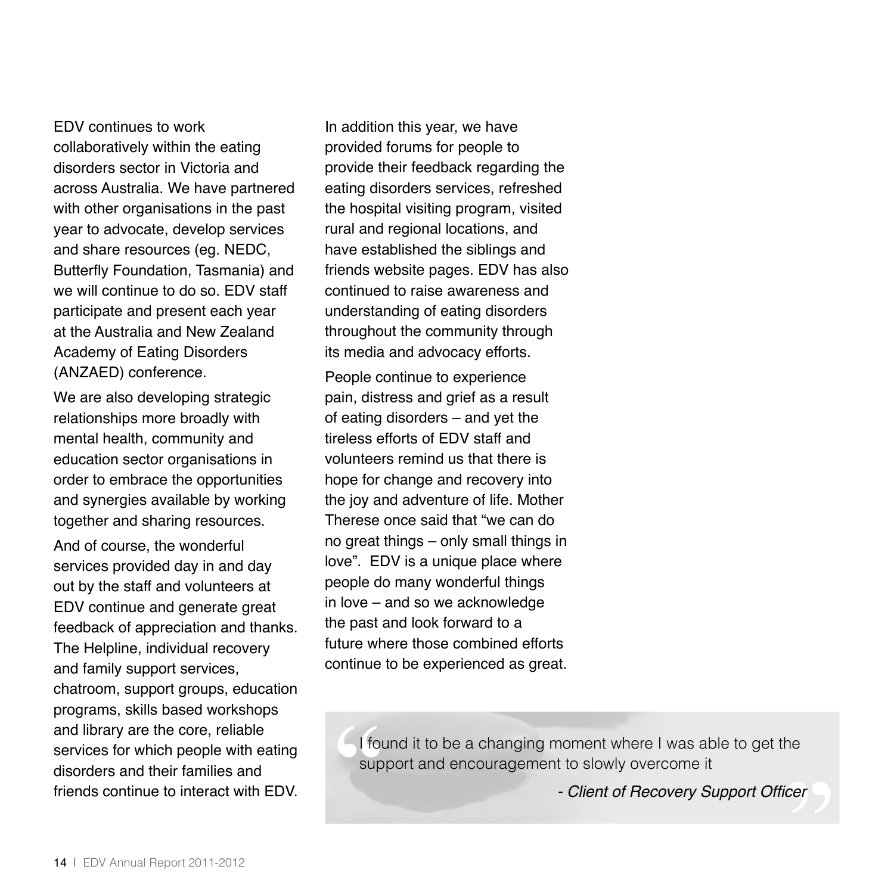EDV continues to work collaboratively within the eating disorders sector in Victoria and across Australia. We have partnered with other organisations in the past year to advocate, develop services and share resources (eg. NEDC, Butterfly Foundation, Tasmania) and we will continue to do so. EDV staff participate and present each year at the Australia and New Zealand Academy of Eating Disorders (ANZAED) conference.

We are also developing strategic relationships more broadly with mental health, community and education sector organisations in order to embrace the opportunities and synergies available by working together and sharing resources.

And of course, the wonderful services provided day in and day out by the staff and volunteers at EDV continue and generate great feedback of appreciation and thanks. The Helpline, individual recovery and family support services, chatroom, support groups, education programs, skills based workshops and library are the core, reliable services for which people with eating disorders and their families and friends continue to interact with EDV.

In addition this year, we have provided forums for people to provide their feedback regarding the eating disorders services, refreshed the hospital visiting program, visited rural and regional locations, and have established the siblings and friends website pages. EDV has also continued to raise awareness and understanding of eating disorders throughout the community through its media and advocacy efforts.

People continue to experience pain, distress and grief as a result of eating disorders – and yet the tireless efforts of EDV staff and volunteers remind us that there is hope for change and recovery into the joy and adventure of life. Mother Therese once said that “we can do no great things – only small things in love”. EDV is a unique place where people do many wonderful things in love – and so we acknowledge the past and look forward to a future where those combined efforts continue to be experienced as great.

> “I found it to be a changing moment where I was able to get the support and encouragement to slowly overcome it”
>
> *- Client of Recovery Support Officer*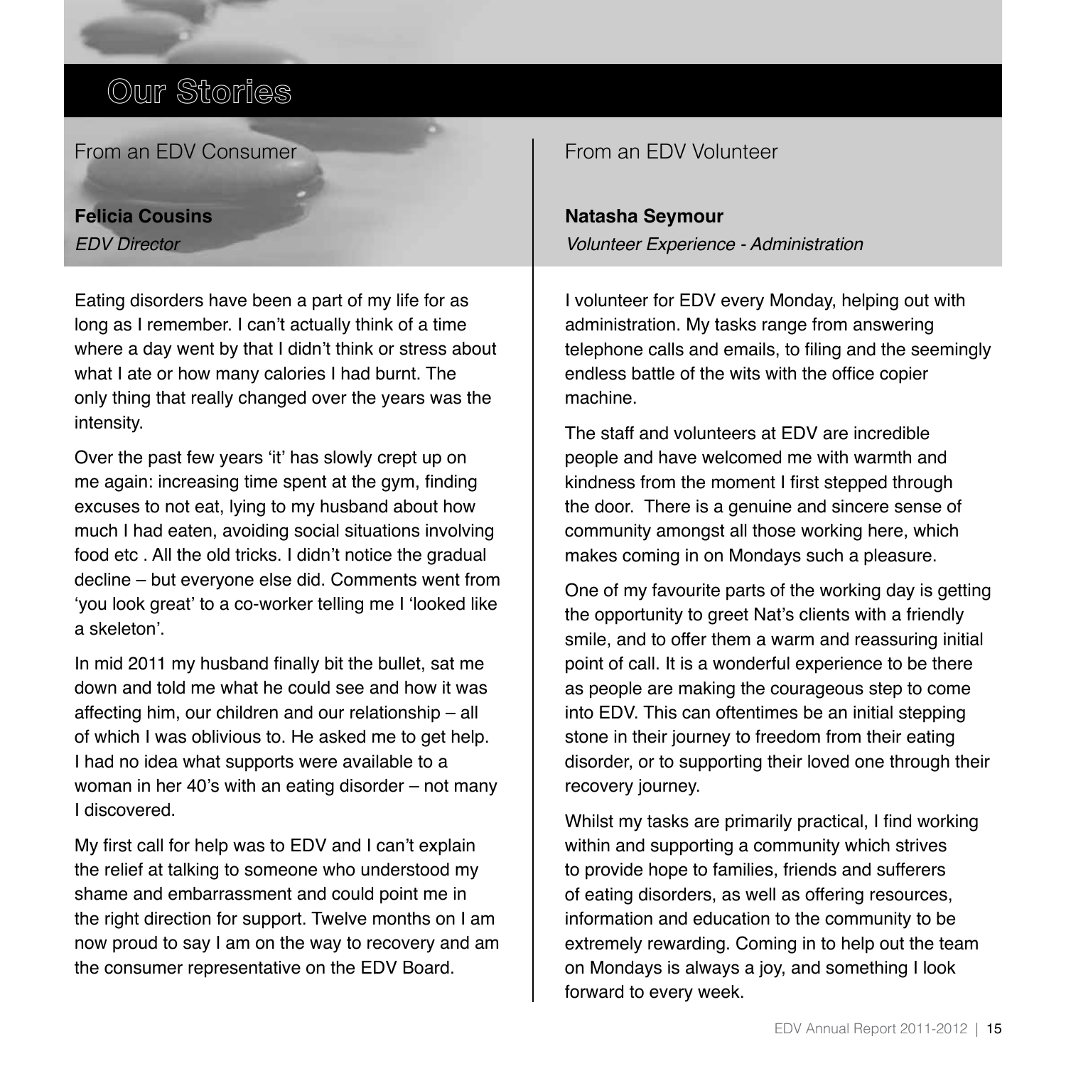# Our Stories

## From an EDV Consumer

**Felicia Cousins**
*EDV Director*

Eating disorders have been a part of my life for as long as I remember. I can't actually think of a time where a day went by that I didn't think or stress about what I ate or how many calories I had burnt. The only thing that really changed over the years was the intensity.

Over the past few years 'it' has slowly crept up on me again: increasing time spent at the gym, finding excuses to not eat, lying to my husband about how much I had eaten, avoiding social situations involving food etc . All the old tricks. I didn't notice the gradual decline – but everyone else did. Comments went from 'you look great' to a co-worker telling me I 'looked like a skeleton'.

In mid 2011 my husband finally bit the bullet, sat me down and told me what he could see and how it was affecting him, our children and our relationship – all of which I was oblivious to. He asked me to get help. I had no idea what supports were available to a woman in her 40's with an eating disorder – not many I discovered.

My first call for help was to EDV and I can't explain the relief at talking to someone who understood my shame and embarrassment and could point me in the right direction for support. Twelve months on I am now proud to say I am on the way to recovery and am the consumer representative on the EDV Board.

## From an EDV Volunteer

**Natasha Seymour**
*Volunteer Experience - Administration*

I volunteer for EDV every Monday, helping out with administration. My tasks range from answering telephone calls and emails, to filing and the seemingly endless battle of the wits with the office copier machine.

The staff and volunteers at EDV are incredible people and have welcomed me with warmth and kindness from the moment I first stepped through the door. There is a genuine and sincere sense of community amongst all those working here, which makes coming in on Mondays such a pleasure.

One of my favourite parts of the working day is getting the opportunity to greet Nat's clients with a friendly smile, and to offer them a warm and reassuring initial point of call. It is a wonderful experience to be there as people are making the courageous step to come into EDV. This can oftentimes be an initial stepping stone in their journey to freedom from their eating disorder, or to supporting their loved one through their recovery journey.

Whilst my tasks are primarily practical, I find working within and supporting a community which strives to provide hope to families, friends and sufferers of eating disorders, as well as offering resources, information and education to the community to be extremely rewarding. Coming in to help out the team on Mondays is always a joy, and something I look forward to every week.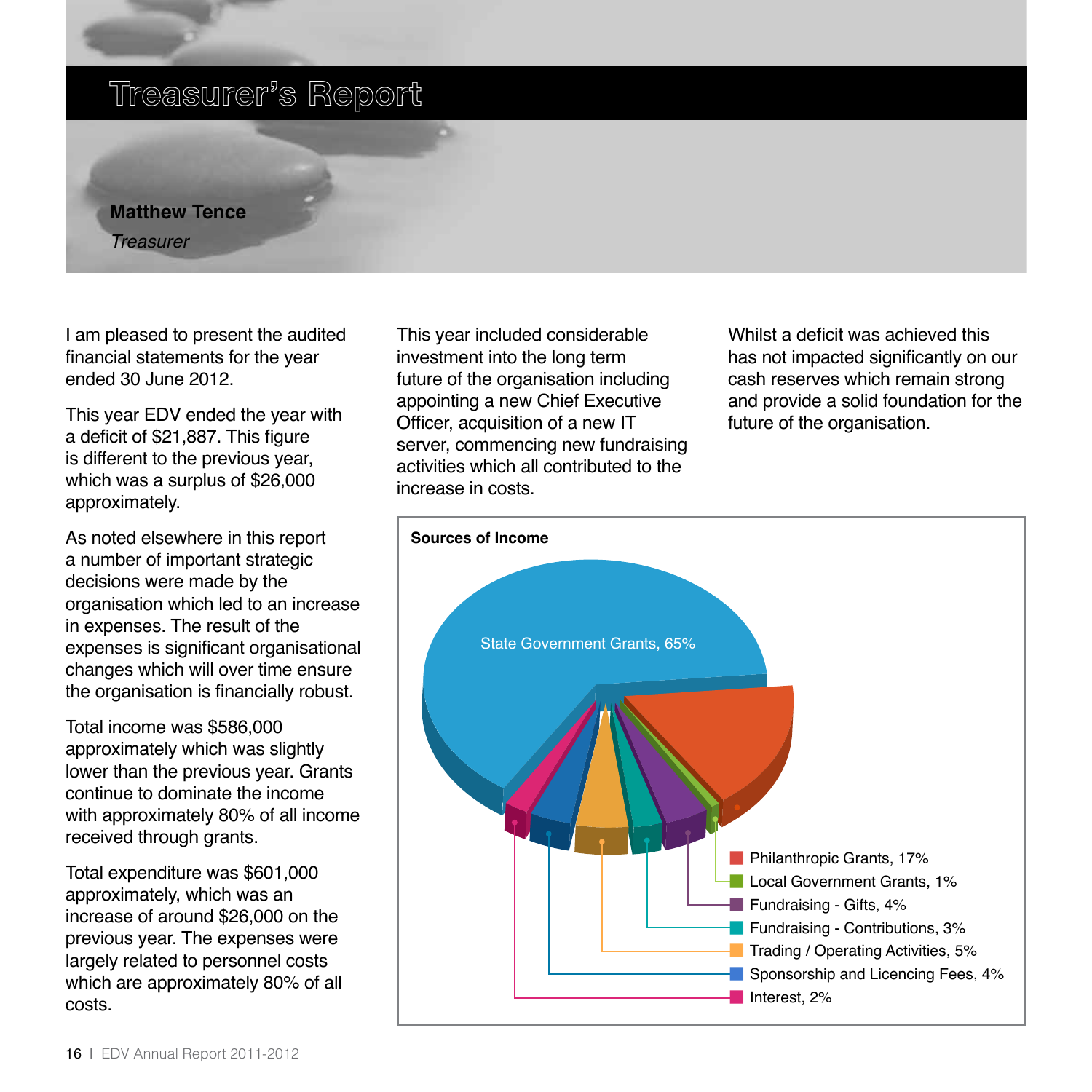# Treasurer's Report

**Matthew Tence**
*Treasurer*

I am pleased to present the audited financial statements for the year ended 30 June 2012.

This year EDV ended the year with a deficit of $21,887. This figure is different to the previous year, which was a surplus of $26,000 approximately.

As noted elsewhere in this report a number of important strategic decisions were made by the organisation which led to an increase in expenses. The result of the expenses is significant organisational changes which will over time ensure the organisation is financially robust.

Total income was $586,000 approximately which was slightly lower than the previous year. Grants continue to dominate the income with approximately 80% of all income received through grants.

Total expenditure was $601,000 approximately, which was an increase of around $26,000 on the previous year. The expenses were largely related to personnel costs which are approximately 80% of all costs.

This year included considerable investment into the long term future of the organisation including appointing a new Chief Executive Officer, acquisition of a new IT server, commencing new fundraising activities which all contributed to the increase in costs.

Whilst a deficit was achieved this has not impacted significantly on our cash reserves which remain strong and provide a solid foundation for the future of the organisation.

**Sources of Income**

- State Government Grants, 65%
- Philanthropic Grants, 17%
- Local Government Grants, 1%
- Fundraising - Gifts, 4%
- Fundraising - Contributions, 3%
- Trading / Operating Activities, 5%
- Sponsorship and Licencing Fees, 4%
- Interest, 2%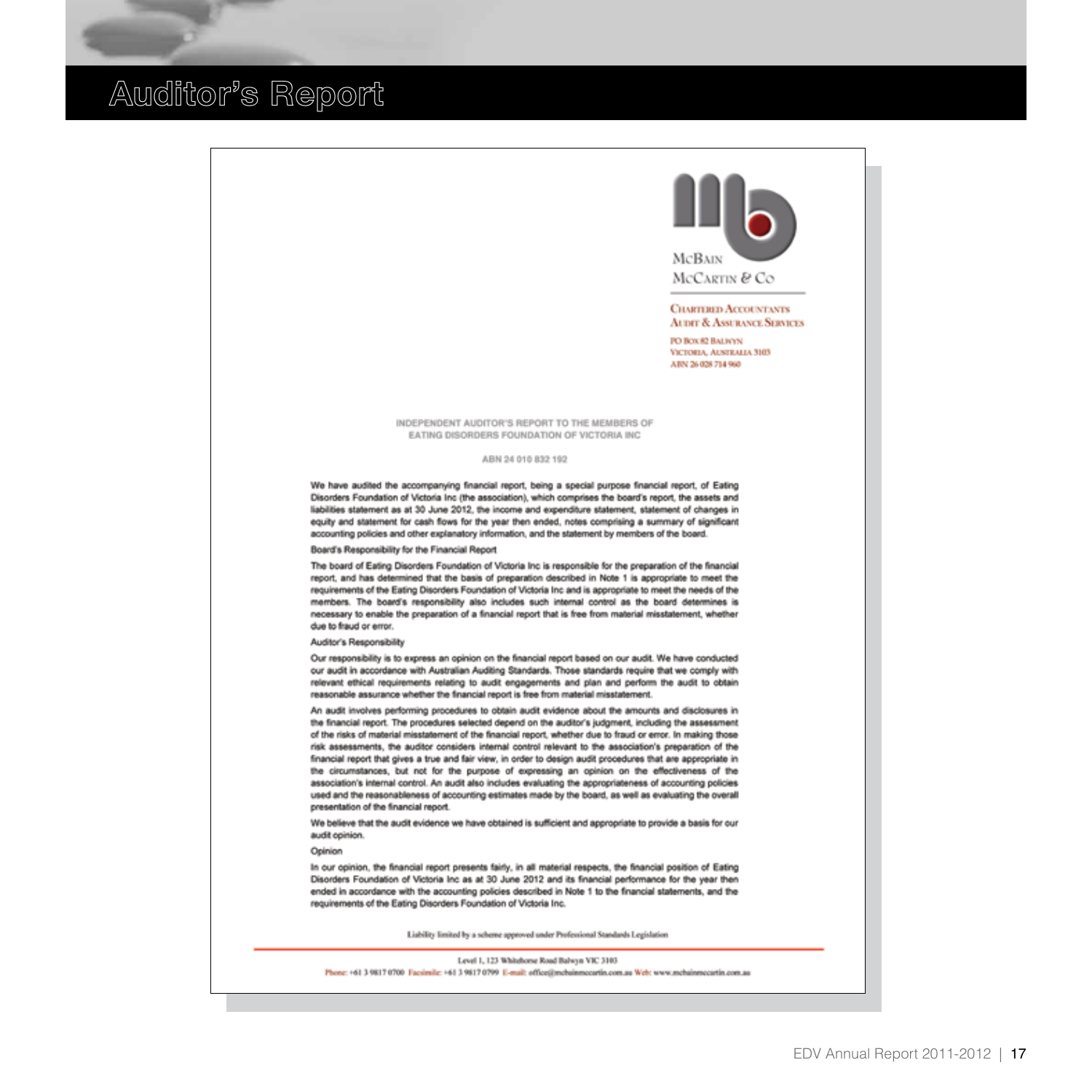# Auditor's Report

McBain McCartin & Co

Chartered Accountants
Audit & Assurance Services

PO Box 82 Balwyn
Victoria, Australia 3103
ABN 26 028 714 960

INDEPENDENT AUDITOR'S REPORT TO THE MEMBERS OF
EATING DISORDERS FOUNDATION OF VICTORIA INC

ABN 24 010 832 192

We have audited the accompanying financial report, being a special purpose financial report, of Eating Disorders Foundation of Victoria Inc (the association), which comprises the board's report, the assets and liabilities statement as at 30 June 2012, the income and expenditure statement, statement of changes in equity and statement for cash flows for the year then ended, notes comprising a summary of significant accounting policies and other explanatory information, and the statement by members of the board.

Board's Responsibility for the Financial Report

The board of Eating Disorders Foundation of Victoria Inc is responsible for the preparation of the financial report, and has determined that the basis of preparation described in Note 1 is appropriate to meet the requirements of the Eating Disorders Foundation of Victoria Inc and is appropriate to meet the needs of the members. The board's responsibility also includes such internal control as the board determines is necessary to enable the preparation of a financial report that is free from material misstatement, whether due to fraud or error.

Auditor's Responsibility

Our responsibility is to express an opinion on the financial report based on our audit. We have conducted our audit in accordance with Australian Auditing Standards. Those standards require that we comply with relevant ethical requirements relating to audit engagements and plan and perform the audit to obtain reasonable assurance whether the financial report is free from material misstatement.

An audit involves performing procedures to obtain audit evidence about the amounts and disclosures in the financial report. The procedures selected depend on the auditor's judgment, including the assessment of the risks of material misstatement of the financial report, whether due to fraud or error. In making those risk assessments, the auditor considers internal control relevant to the association's preparation of the financial report that gives a true and fair view, in order to design audit procedures that are appropriate in the circumstances, but not for the purpose of expressing an opinion on the effectiveness of the association's internal control. An audit also includes evaluating the appropriateness of accounting policies used and the reasonableness of accounting estimates made by the board, as well as evaluating the overall presentation of the financial report.

We believe that the audit evidence we have obtained is sufficient and appropriate to provide a basis for our audit opinion.

Opinion

In our opinion, the financial report presents fairly, in all material respects, the financial position of Eating Disorders Foundation of Victoria Inc as at 30 June 2012 and its financial performance for the year then ended in accordance with the accounting policies described in Note 1 to the financial statements, and the requirements of the Eating Disorders Foundation of Victoria Inc.

Liability limited by a scheme approved under Professional Standards Legislation

Level 1, 123 Whitehorse Road Balwyn VIC 3103
Phone: +61 3 9817 0700 Facsimile: +61 3 9817 0799 E-mail: office@mcbainmccartin.com.au Web: www.mcbainmccartin.com.au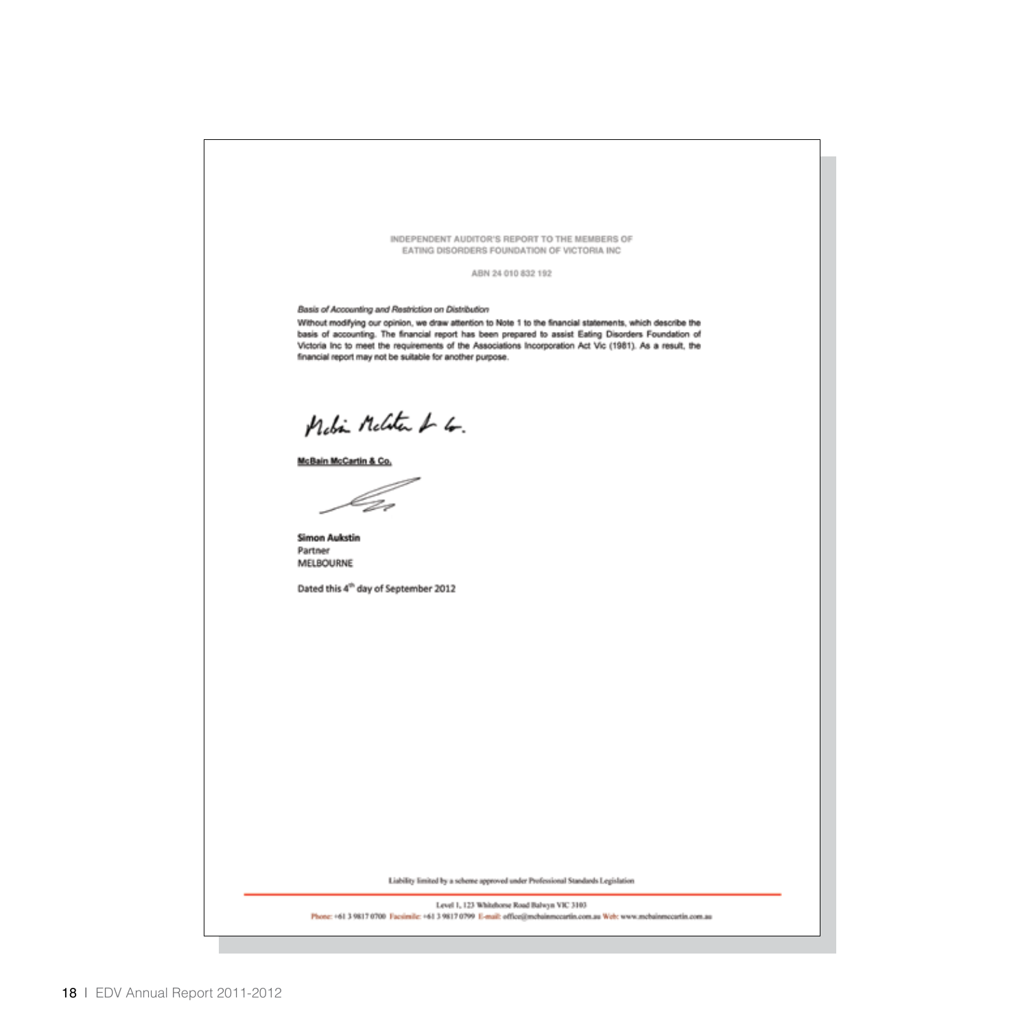INDEPENDENT AUDITOR'S REPORT TO THE MEMBERS OF
EATING DISORDERS FOUNDATION OF VICTORIA INC

ABN 24 010 832 192

*Basis of Accounting and Restriction on Distribution*

Without modifying our opinion, we draw attention to Note 1 to the financial statements, which describe the basis of accounting. The financial report has been prepared to assist Eating Disorders Foundation of Victoria Inc to meet the requirements of the Associations Incorporation Act Vic (1981). As a result, the financial report may not be suitable for another purpose.

McBain McCartin & Co.

**Simon Aukstin**
Partner
MELBOURNE

Dated this 4th day of September 2012

Liability limited by a scheme approved under Professional Standards Legislation

Level 1, 123 Whitehorse Road Balwyn VIC 3103
Phone: +61 3 9817 0700 Facsimile: +61 3 9817 0799 E-mail: office@mcbainmccartin.com.au Web: www.mcbainmccartin.com.au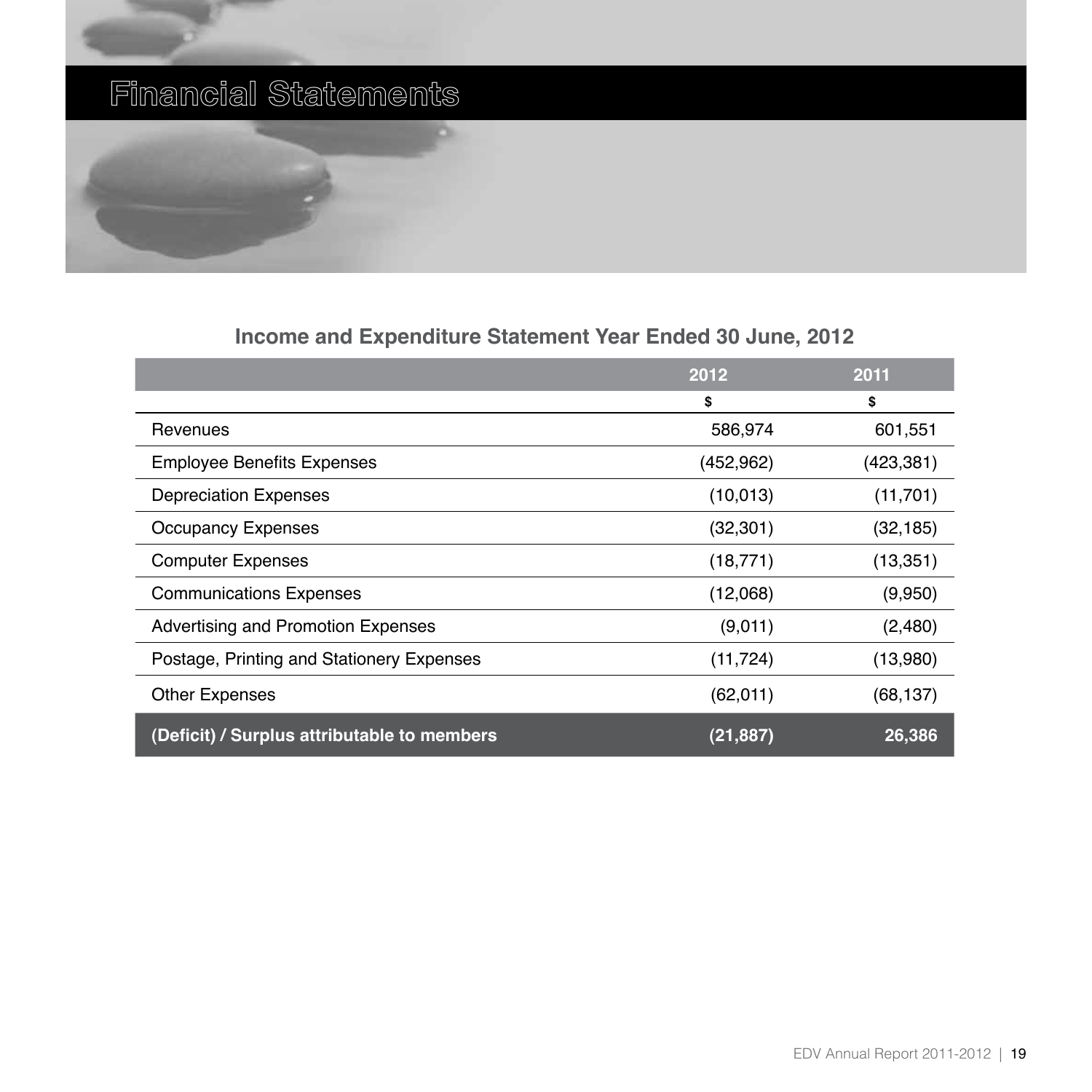# Financial Statements

## Income and Expenditure Statement Year Ended 30 June, 2012

| | 2012 | 2011 |
|---|---|---|
| | $ | $ |
| Revenues | 586,974 | 601,551 |
| Employee Benefits Expenses | (452,962) | (423,381) |
| Depreciation Expenses | (10,013) | (11,701) |
| Occupancy Expenses | (32,301) | (32,185) |
| Computer Expenses | (18,771) | (13,351) |
| Communications Expenses | (12,068) | (9,950) |
| Advertising and Promotion Expenses | (9,011) | (2,480) |
| Postage, Printing and Stationery Expenses | (11,724) | (13,980) |
| Other Expenses | (62,011) | (68,137) |
| **(Deficit) / Surplus attributable to members** | **(21,887)** | **26,386** |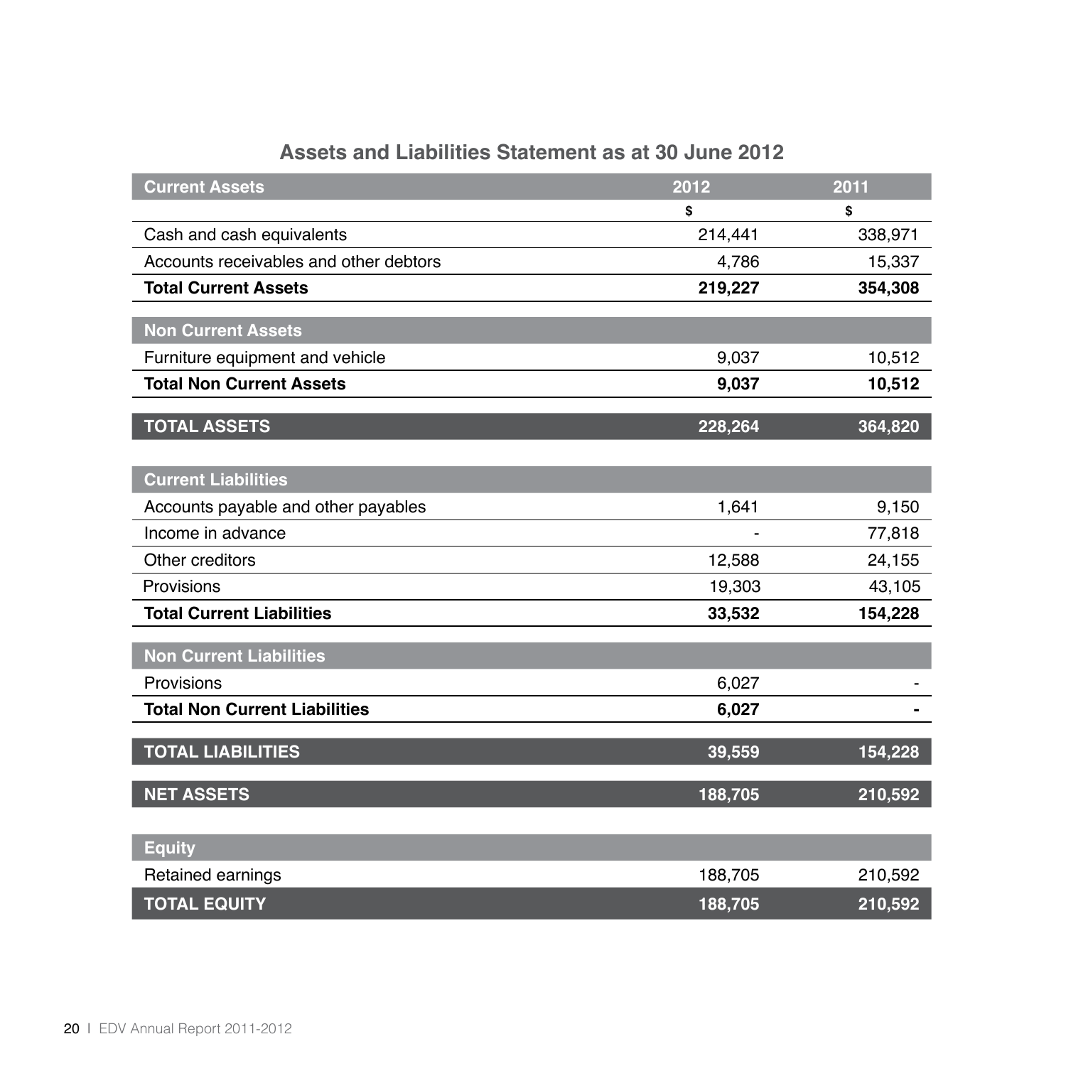## Assets and Liabilities Statement as at 30 June 2012

| Current Assets | 2012 | 2011 |
|---|---|---|
| | $ | $ |
| Cash and cash equivalents | 214,441 | 338,971 |
| Accounts receivables and other debtors | 4,786 | 15,337 |
| **Total Current Assets** | **219,227** | **354,308** |
| **Non Current Assets** | | |
| Furniture equipment and vehicle | 9,037 | 10,512 |
| **Total Non Current Assets** | **9,037** | **10,512** |
| **TOTAL ASSETS** | **228,264** | **364,820** |
| **Current Liabilities** | | |
| Accounts payable and other payables | 1,641 | 9,150 |
| Income in advance | - | 77,818 |
| Other creditors | 12,588 | 24,155 |
| Provisions | 19,303 | 43,105 |
| **Total Current Liabilities** | **33,532** | **154,228** |
| **Non Current Liabilities** | | |
| Provisions | 6,027 | - |
| **Total Non Current Liabilities** | **6,027** | **-** |
| **TOTAL LIABILITIES** | **39,559** | **154,228** |
| **NET ASSETS** | **188,705** | **210,592** |
| **Equity** | | |
| Retained earnings | 188,705 | 210,592 |
| **TOTAL EQUITY** | **188,705** | **210,592** |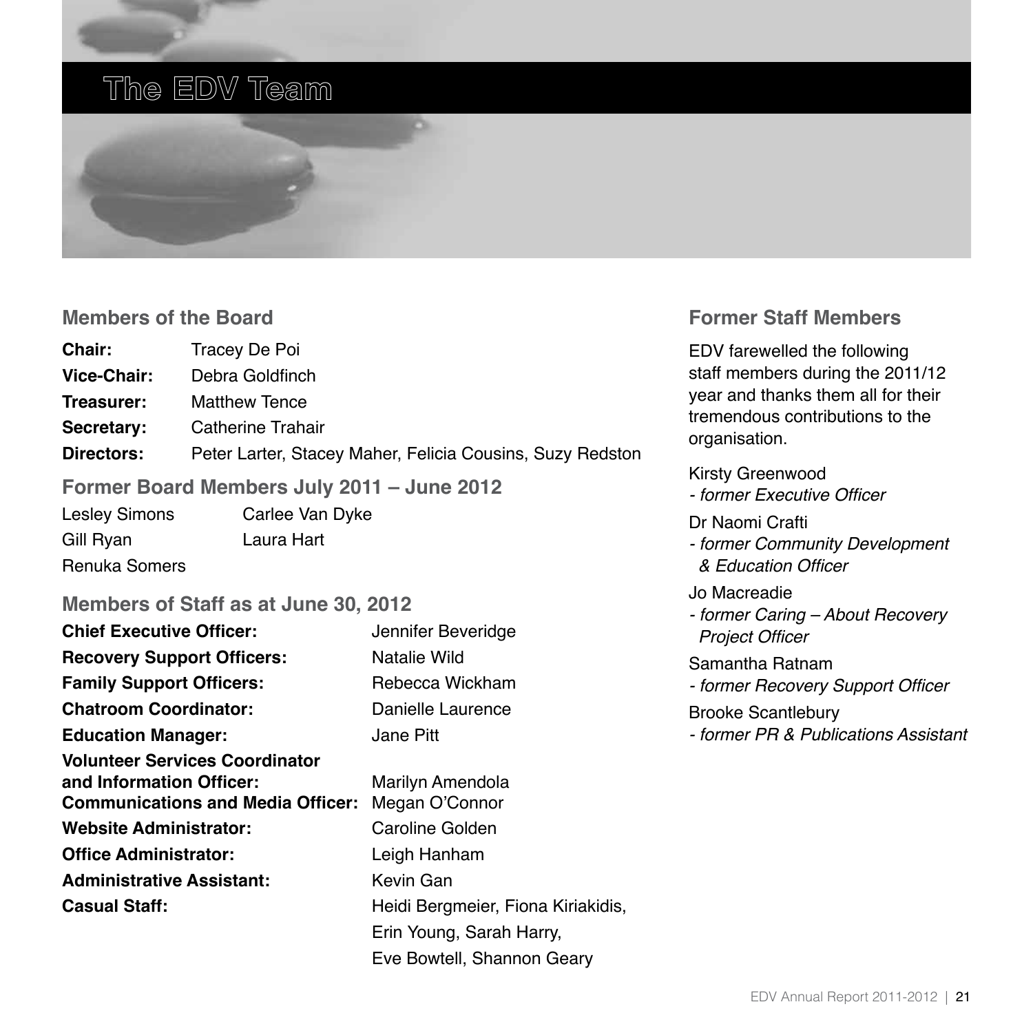# The EDV Team

## Members of the Board

| | |
|---|---|
| **Chair:** | Tracey De Poi |
| **Vice-Chair:** | Debra Goldfinch |
| **Treasurer:** | Matthew Tence |
| **Secretary:** | Catherine Trahair |
| **Directors:** | Peter Larter, Stacey Maher, Felicia Cousins, Suzy Redston |

## Former Board Members July 2011 – June 2012

Lesley Simons
Gill Ryan
Renuka Somers
Carlee Van Dyke
Laura Hart

## Members of Staff as at June 30, 2012

| | |
|---|---|
| **Chief Executive Officer:** | Jennifer Beveridge |
| **Recovery Support Officers:** | Natalie Wild |
| **Family Support Officers:** | Rebecca Wickham |
| **Chatroom Coordinator:** | Danielle Laurence |
| **Education Manager:** | Jane Pitt |
| **Volunteer Services Coordinator and Information Officer:** | Marilyn Amendola |
| **Communications and Media Officer:** | Megan O'Connor |
| **Website Administrator:** | Caroline Golden |
| **Office Administrator:** | Leigh Hanham |
| **Administrative Assistant:** | Kevin Gan |
| **Casual Staff:** | Heidi Bergmeier, Fiona Kiriakidis, Erin Young, Sarah Harry, Eve Bowtell, Shannon Geary |

## Former Staff Members

EDV farewelled the following staff members during the 2011/12 year and thanks them all for their tremendous contributions to the organisation.

Kirsty Greenwood
*- former Executive Officer*

Dr Naomi Crafti
*- former Community Development & Education Officer*

Jo Macreadie
*- former Caring – About Recovery Project Officer*

Samantha Ratnam
*- former Recovery Support Officer*

Brooke Scantlebury
*- former PR & Publications Assistant*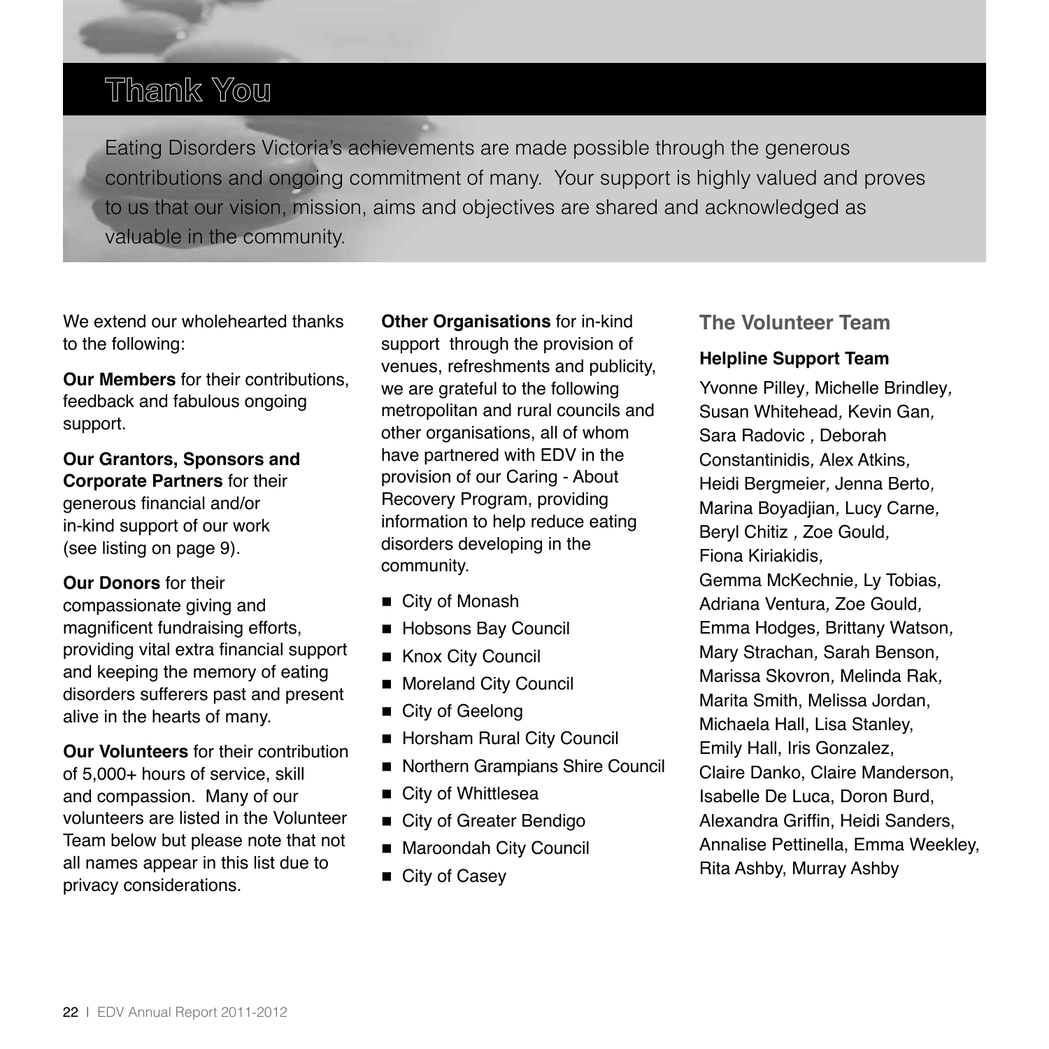# Thank You

Eating Disorders Victoria's achievements are made possible through the generous contributions and ongoing commitment of many. Your support is highly valued and proves to us that our vision, mission, aims and objectives are shared and acknowledged as valuable in the community.

We extend our wholehearted thanks to the following:

**Our Members** for their contributions, feedback and fabulous ongoing support.

**Our Grantors, Sponsors and Corporate Partners** for their generous financial and/or in-kind support of our work (see listing on page 9).

**Our Donors** for their compassionate giving and magnificent fundraising efforts, providing vital extra financial support and keeping the memory of eating disorders sufferers past and present alive in the hearts of many.

**Our Volunteers** for their contribution of 5,000+ hours of service, skill and compassion. Many of our volunteers are listed in the Volunteer Team below but please note that not all names appear in this list due to privacy considerations.

**Other Organisations** for in-kind support through the provision of venues, refreshments and publicity, we are grateful to the following metropolitan and rural councils and other organisations, all of whom have partnered with EDV in the provision of our Caring - About Recovery Program, providing information to help reduce eating disorders developing in the community.

- City of Monash
- Hobsons Bay Council
- Knox City Council
- Moreland City Council
- City of Geelong
- Horsham Rural City Council
- Northern Grampians Shire Council
- City of Whittlesea
- City of Greater Bendigo
- Maroondah City Council
- City of Casey

## The Volunteer Team

### Helpline Support Team

Yvonne Pilley, Michelle Brindley, Susan Whitehead, Kevin Gan, Sara Radovic , Deborah Constantinidis, Alex Atkins, Heidi Bergmeier, Jenna Berto, Marina Boyadjian, Lucy Carne, Beryl Chitiz , Zoe Gould, Fiona Kiriakidis, Gemma McKechnie, Ly Tobias, Adriana Ventura, Zoe Gould, Emma Hodges, Brittany Watson, Mary Strachan, Sarah Benson, Marissa Skovron, Melinda Rak, Marita Smith, Melissa Jordan, Michaela Hall, Lisa Stanley, Emily Hall, Iris Gonzalez, Claire Danko, Claire Manderson, Isabelle De Luca, Doron Burd, Alexandra Griffin, Heidi Sanders, Annalise Pettinella, Emma Weekley, Rita Ashby, Murray Ashby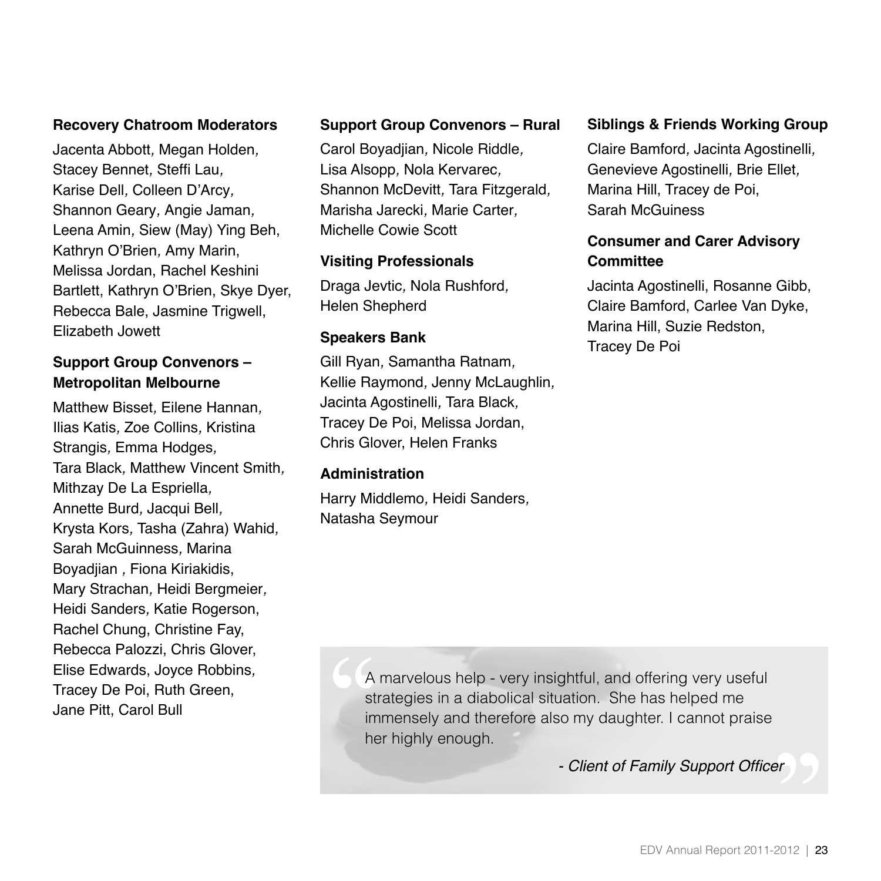**Recovery Chatroom Moderators**

Jacenta Abbott, Megan Holden, Stacey Bennet, Steffi Lau, Karise Dell, Colleen D'Arcy, Shannon Geary, Angie Jaman, Leena Amin, Siew (May) Ying Beh, Kathryn O'Brien, Amy Marin, Melissa Jordan, Rachel Keshini Bartlett, Kathryn O'Brien, Skye Dyer, Rebecca Bale, Jasmine Trigwell, Elizabeth Jowett

**Support Group Convenors – Metropolitan Melbourne**

Matthew Bisset, Eilene Hannan, Ilias Katis, Zoe Collins, Kristina Strangis, Emma Hodges, Tara Black, Matthew Vincent Smith, Mithzay De La Espriella, Annette Burd, Jacqui Bell, Krysta Kors, Tasha (Zahra) Wahid, Sarah McGuinness, Marina Boyadjian , Fiona Kiriakidis, Mary Strachan, Heidi Bergmeier, Heidi Sanders, Katie Rogerson, Rachel Chung, Christine Fay, Rebecca Palozzi, Chris Glover, Elise Edwards, Joyce Robbins, Tracey De Poi, Ruth Green, Jane Pitt, Carol Bull

**Support Group Convenors – Rural**

Carol Boyadjian, Nicole Riddle, Lisa Alsopp, Nola Kervarec, Shannon McDevitt, Tara Fitzgerald, Marisha Jarecki, Marie Carter, Michelle Cowie Scott

**Visiting Professionals**

Draga Jevtic, Nola Rushford, Helen Shepherd

**Speakers Bank**

Gill Ryan, Samantha Ratnam, Kellie Raymond, Jenny McLaughlin, Jacinta Agostinelli, Tara Black, Tracey De Poi, Melissa Jordan, Chris Glover, Helen Franks

**Administration**

Harry Middlemo, Heidi Sanders, Natasha Seymour

**Siblings & Friends Working Group**

Claire Bamford, Jacinta Agostinelli, Genevieve Agostinelli, Brie Ellet, Marina Hill, Tracey de Poi, Sarah McGuiness

**Consumer and Carer Advisory Committee**

Jacinta Agostinelli, Rosanne Gibb, Claire Bamford, Carlee Van Dyke, Marina Hill, Suzie Redston, Tracey De Poi

> A marvelous help - very insightful, and offering very useful strategies in a diabolical situation. She has helped me immensely and therefore also my daughter. I cannot praise her highly enough.
>
> *- Client of Family Support Officer*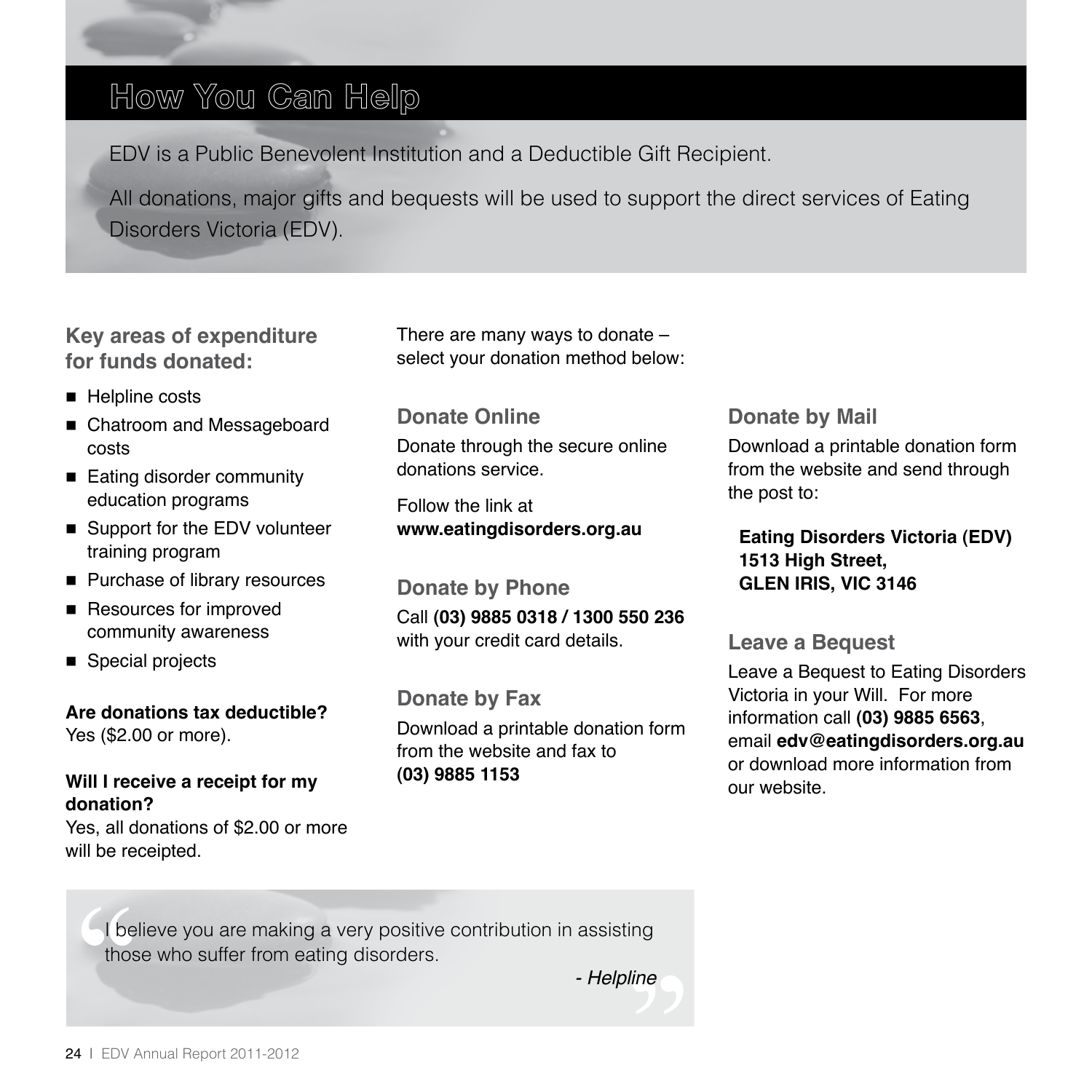# How You Can Help

EDV is a Public Benevolent Institution and a Deductible Gift Recipient.

All donations, major gifts and bequests will be used to support the direct services of Eating Disorders Victoria (EDV).

### Key areas of expenditure for funds donated:

- Helpline costs
- Chatroom and Messageboard costs
- Eating disorder community education programs
- Support for the EDV volunteer training program
- Purchase of library resources
- Resources for improved community awareness
- Special projects

**Are donations tax deductible?**
Yes ($2.00 or more).

**Will I receive a receipt for my donation?**
Yes, all donations of $2.00 or more will be receipted.

There are many ways to donate – select your donation method below:

### Donate Online

Donate through the secure online donations service.

Follow the link at
**www.eatingdisorders.org.au**

### Donate by Phone

Call **(03) 9885 0318 / 1300 550 236** with your credit card details.

### Donate by Fax

Download a printable donation form from the website and fax to
**(03) 9885 1153**

### Donate by Mail

Download a printable donation form from the website and send through the post to:

**Eating Disorders Victoria (EDV)**
**1513 High Street,**
**GLEN IRIS, VIC 3146**

### Leave a Bequest

Leave a Bequest to Eating Disorders Victoria in your Will. For more information call **(03) 9885 6563**, email **edv@eatingdisorders.org.au** or download more information from our website.

> "I believe you are making a very positive contribution in assisting those who suffer from eating disorders.
>
> *- Helpline*"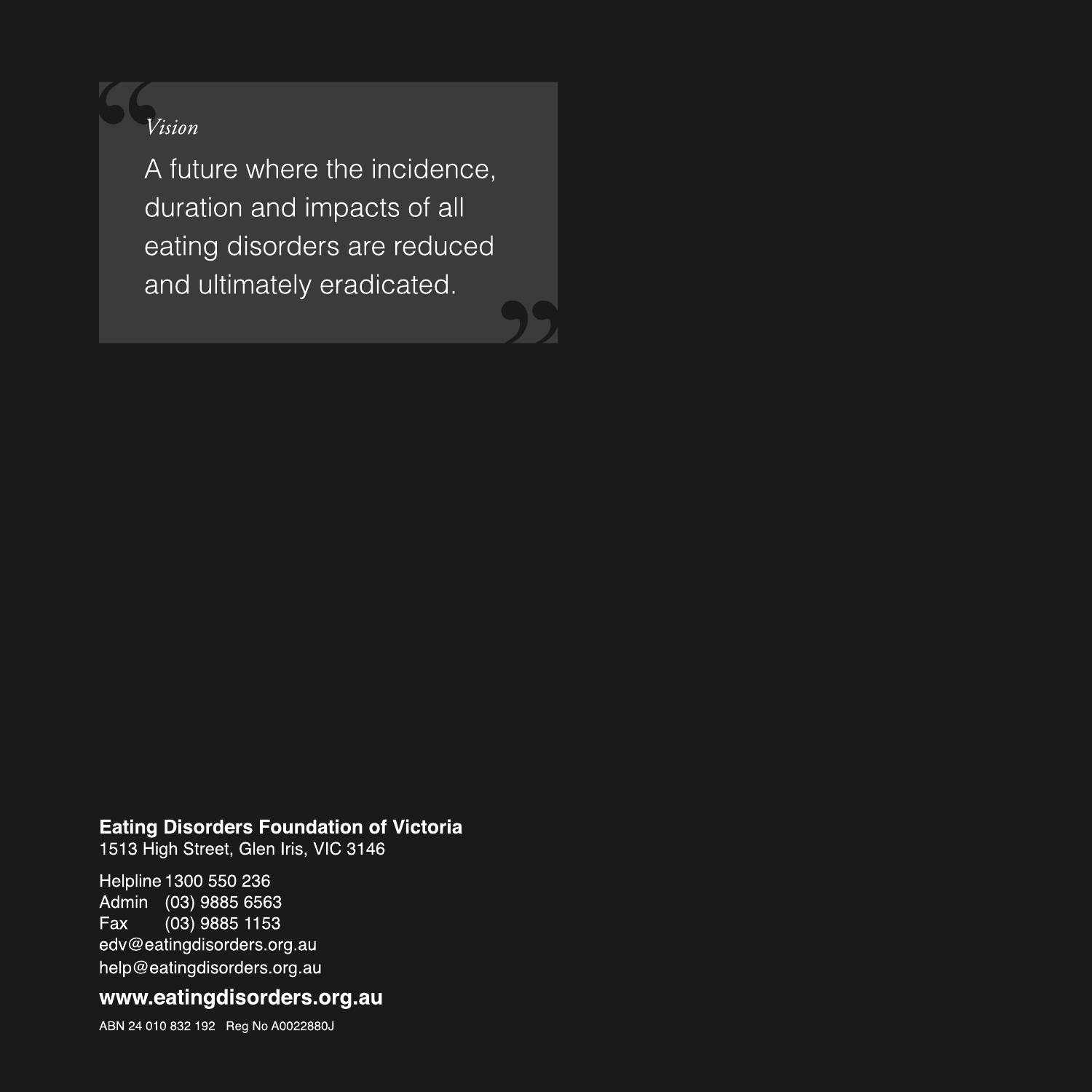*Vision*

A future where the incidence, duration and impacts of all eating disorders are reduced and ultimately eradicated.

**Eating Disorders Foundation of Victoria**
1513 High Street, Glen Iris, VIC 3146

Helpline 1300 550 236
Admin (03) 9885 6563
Fax (03) 9885 1153
edv@eatingdisorders.org.au
help@eatingdisorders.org.au

**www.eatingdisorders.org.au**

ABN 24 010 832 192 Reg No A0022880J